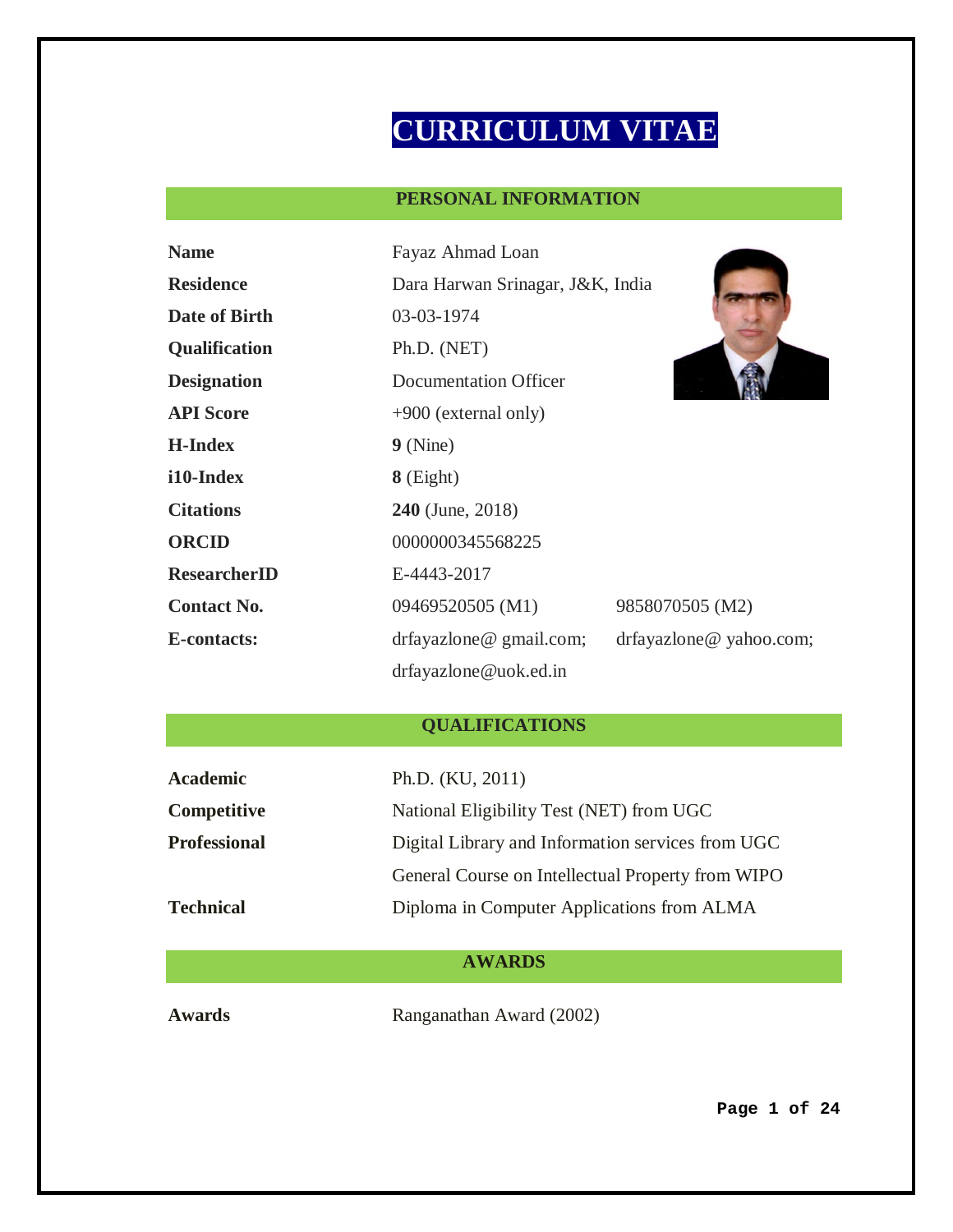# CURRICULUM VITAE

## PERSONAL INFORMATION

| | | |
|---|---|---|
| **Name** | Fayaz Ahmad Loan | |
| **Residence** | Dara Harwan Srinagar, J&K, India | |
| **Date of Birth** | 03-03-1974 | |
| **Qualification** | Ph.D. (NET) | |
| **Designation** | Documentation Officer | |
| **API Score** | +900 (external only) | |
| **H-Index** | **9** (Nine) | |
| **i10-Index** | **8** (Eight) | |
| **Citations** | **240** (June, 2018) | |
| **ORCID** | 0000000345568225 | |
| **ResearcherID** | E-4443-2017 | |
| **Contact No.** | 09469520505 (M1) | 9858070505 (M2) |
| **E-contacts:** | drfayazlone@ gmail.com; | drfayazlone@ yahoo.com; |
| | drfayazlone@uok.ed.in | |

## QUALIFICATIONS

| | |
|---|---|
| **Academic** | Ph.D. (KU, 2011) |
| **Competitive** | National Eligibility Test (NET) from UGC |
| **Professional** | Digital Library and Information services from UGC |
| | General Course on Intellectual Property from WIPO |
| **Technical** | Diploma in Computer Applications from ALMA |

## AWARDS

| | |
|---|---|
| **Awards** | Ranganathan Award (2002) |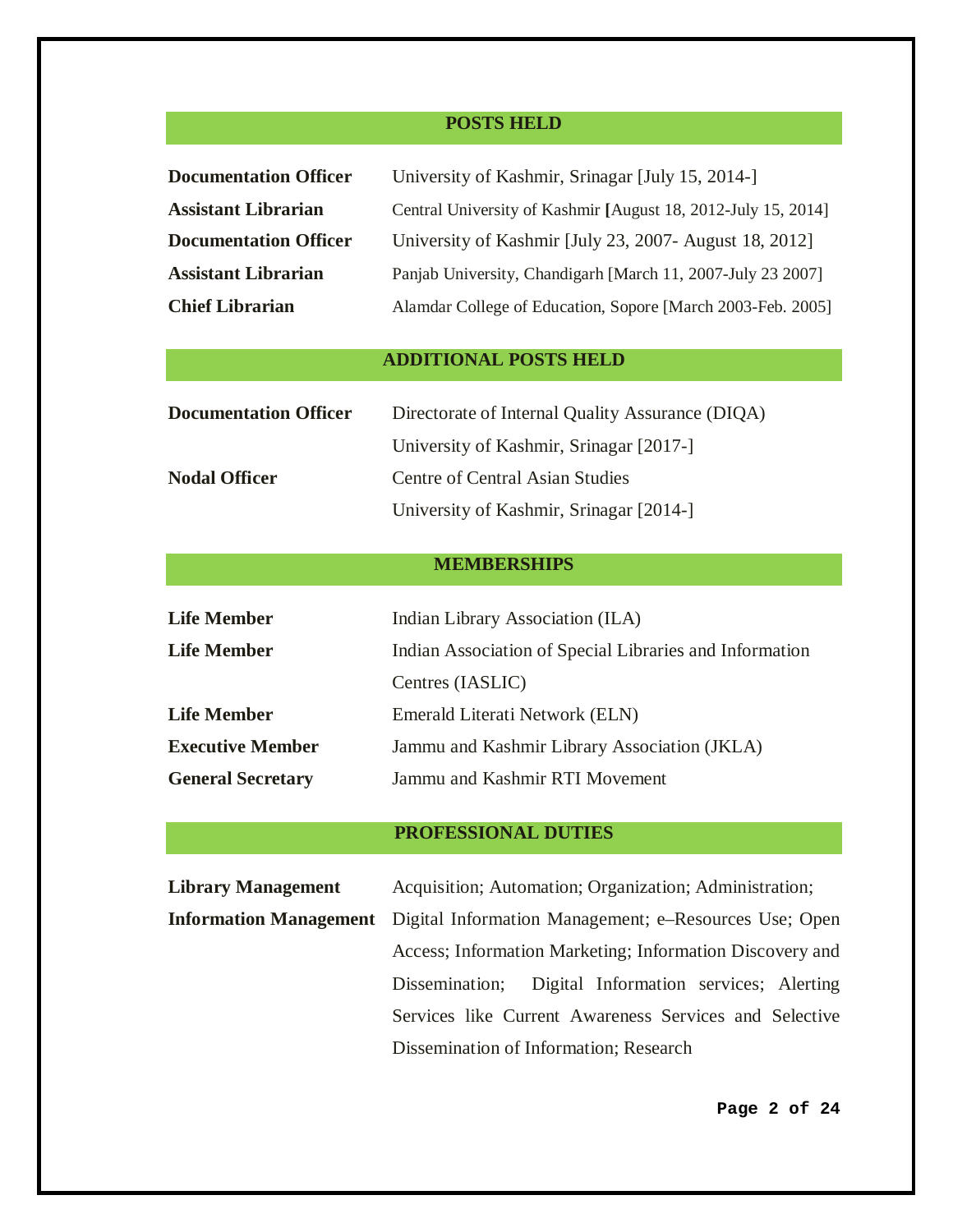## POSTS HELD

| | |
|---|---|
| **Documentation Officer** | University of Kashmir, Srinagar [July 15, 2014-] |
| **Assistant Librarian** | Central University of Kashmir [August 18, 2012-July 15, 2014] |
| **Documentation Officer** | University of Kashmir [July 23, 2007- August 18, 2012] |
| **Assistant Librarian** | Panjab University, Chandigarh [March 11, 2007-July 23 2007] |
| **Chief Librarian** | Alamdar College of Education, Sopore [March 2003-Feb. 2005] |

## ADDITIONAL POSTS HELD

| | |
|---|---|
| **Documentation Officer** | Directorate of Internal Quality Assurance (DIQA) University of Kashmir, Srinagar [2017-] |
| **Nodal Officer** | Centre of Central Asian Studies University of Kashmir, Srinagar [2014-] |

## MEMBERSHIPS

| | |
|---|---|
| **Life Member** | Indian Library Association (ILA) |
| **Life Member** | Indian Association of Special Libraries and Information Centres (IASLIC) |
| **Life Member** | Emerald Literati Network (ELN) |
| **Executive Member** | Jammu and Kashmir Library Association (JKLA) |
| **General Secretary** | Jammu and Kashmir RTI Movement |

## PROFESSIONAL DUTIES

| | |
|---|---|
| **Library Management** | Acquisition; Automation; Organization; Administration; |
| **Information Management** | Digital Information Management; e–Resources Use; Open Access; Information Marketing; Information Discovery and Dissemination; Digital Information services; Alerting Services like Current Awareness Services and Selective Dissemination of Information; Research |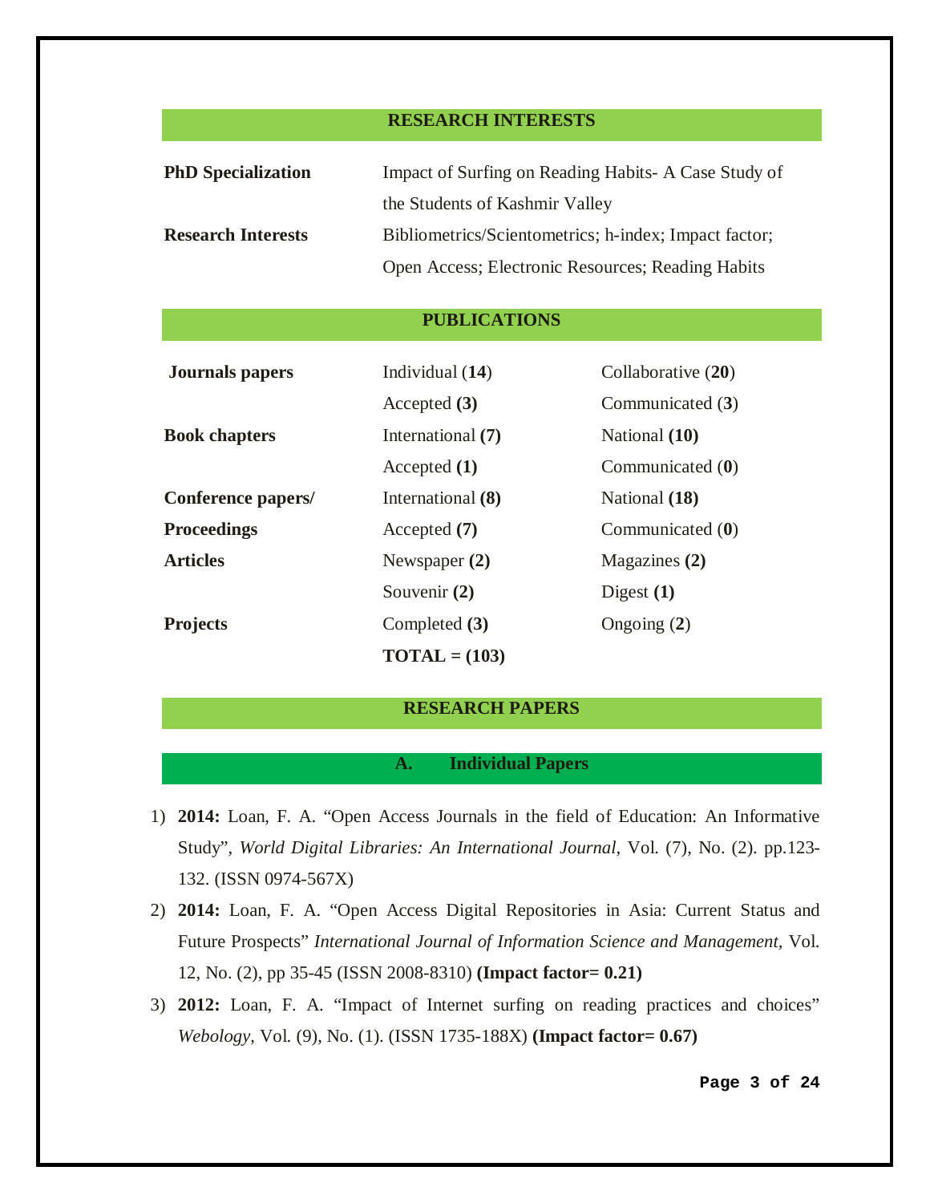## RESEARCH INTERESTS

| | |
|---|---|
| **PhD Specialization** | Impact of Surfing on Reading Habits- A Case Study of the Students of Kashmir Valley |
| **Research Interests** | Bibliometrics/Scientometrics; h-index; Impact factor; Open Access; Electronic Resources; Reading Habits |

## PUBLICATIONS

| | | |
|---|---|---|
| **Journals papers** | Individual (**14**) | Collaborative (**20**) |
| | Accepted **(3)** | Communicated (**3**) |
| **Book chapters** | International **(7)** | National **(10)** |
| | Accepted **(1)** | Communicated (**0**) |
| **Conference papers/ Proceedings** | International **(8)** | National **(18)** |
| | Accepted **(7)** | Communicated (**0**) |
| **Articles** | Newspaper **(2)** | Magazines **(2)** |
| | Souvenir **(2)** | Digest **(1)** |
| **Projects** | Completed **(3)** | Ongoing (**2**) |
| | **TOTAL = (103)** | |

## RESEARCH PAPERS

### A. Individual Papers

1) **2014:** Loan, F. A. "Open Access Journals in the field of Education: An Informative Study", *World Digital Libraries: An International Journal*, Vol. (7), No. (2). pp.123-132. (ISSN 0974-567X)
2) **2014:** Loan, F. A. "Open Access Digital Repositories in Asia: Current Status and Future Prospects" *International Journal of Information Science and Management,* Vol. 12, No. (2), pp 35-45 (ISSN 2008-8310) **(Impact factor= 0.21)**
3) **2012:** Loan, F. A. "Impact of Internet surfing on reading practices and choices" *Webology*, Vol. (9), No. (1). (ISSN 1735-188X) **(Impact factor= 0.67)**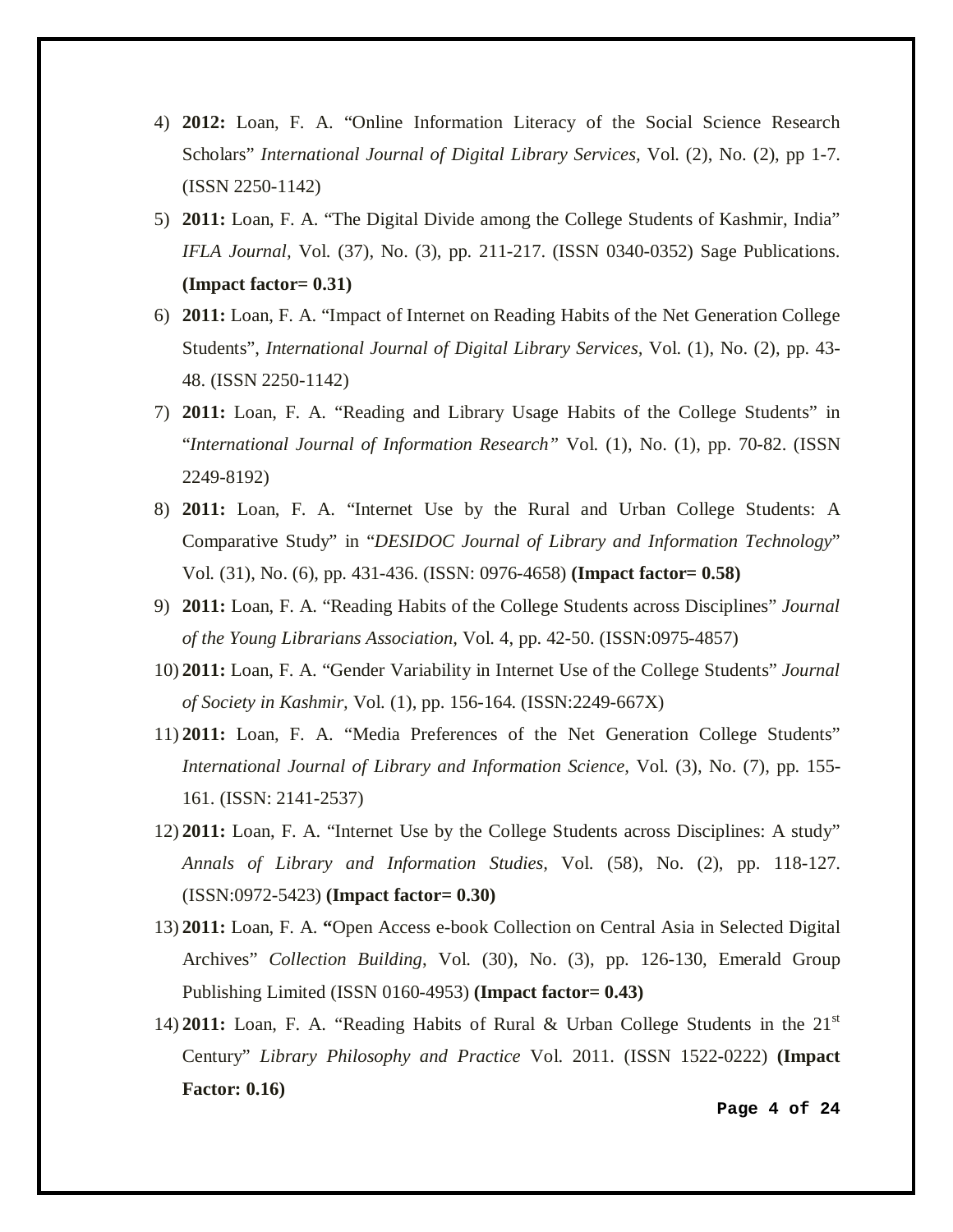4) **2012:** Loan, F. A. "Online Information Literacy of the Social Science Research Scholars" *International Journal of Digital Library Services,* Vol. (2), No. (2), pp 1-7. (ISSN 2250-1142)
5) **2011:** Loan, F. A. "The Digital Divide among the College Students of Kashmir, India" *IFLA Journal,* Vol. (37), No. (3), pp. 211-217. (ISSN 0340-0352) Sage Publications. **(Impact factor= 0.31)**
6) **2011:** Loan, F. A. "Impact of Internet on Reading Habits of the Net Generation College Students", *International Journal of Digital Library Services,* Vol. (1), No. (2), pp. 43-48. (ISSN 2250-1142)
7) **2011:** Loan, F. A. "Reading and Library Usage Habits of the College Students" in "*International Journal of Information Research"* Vol. (1), No. (1), pp. 70-82. (ISSN 2249-8192)
8) **2011:** Loan, F. A. "Internet Use by the Rural and Urban College Students: A Comparative Study" in "*DESIDOC Journal of Library and Information Technology*" Vol. (31), No. (6), pp. 431-436. (ISSN: 0976-4658) **(Impact factor= 0.58)**
9) **2011:** Loan, F. A. "Reading Habits of the College Students across Disciplines" *Journal of the Young Librarians Association,* Vol. 4, pp. 42-50. (ISSN:0975-4857)
10) **2011:** Loan, F. A. "Gender Variability in Internet Use of the College Students" *Journal of Society in Kashmir,* Vol. (1), pp. 156-164. (ISSN:2249-667X)
11) **2011:** Loan, F. A. "Media Preferences of the Net Generation College Students" *International Journal of Library and Information Science,* Vol. (3), No. (7), pp. 155-161. (ISSN: 2141-2537)
12) **2011:** Loan, F. A. "Internet Use by the College Students across Disciplines: A study" *Annals of Library and Information Studies,* Vol. (58), No. (2), pp. 118-127. (ISSN:0972-5423) **(Impact factor= 0.30)**
13) **2011:** Loan, F. A. **"**Open Access e-book Collection on Central Asia in Selected Digital Archives" *Collection Building,* Vol. (30), No. (3), pp. 126-130, Emerald Group Publishing Limited (ISSN 0160-4953) **(Impact factor= 0.43)**
14) **2011:** Loan, F. A. "Reading Habits of Rural & Urban College Students in the 21st Century" *Library Philosophy and Practice* Vol. 2011. (ISSN 1522-0222) **(Impact Factor: 0.16)**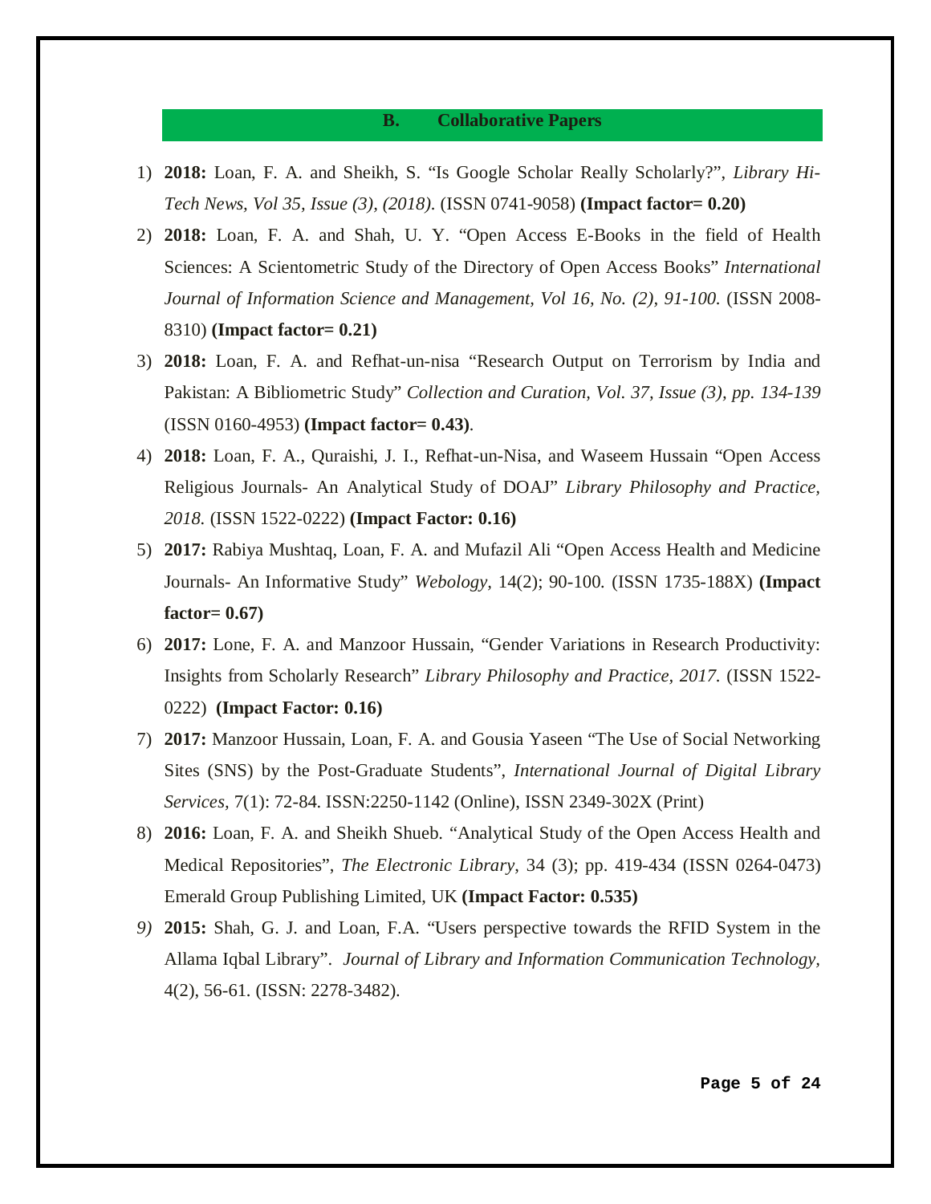## B. Collaborative Papers

1) **2018:** Loan, F. A. and Sheikh, S. "Is Google Scholar Really Scholarly?", *Library Hi-Tech News, Vol 35, Issue (3), (2018).* (ISSN 0741-9058) **(Impact factor= 0.20)**
2) **2018:** Loan, F. A. and Shah, U. Y. "Open Access E-Books in the field of Health Sciences: A Scientometric Study of the Directory of Open Access Books" *International Journal of Information Science and Management, Vol 16, No. (2), 91-100.* (ISSN 2008-8310) **(Impact factor= 0.21)**
3) **2018:** Loan, F. A. and Refhat-un-nisa "Research Output on Terrorism by India and Pakistan: A Bibliometric Study" *Collection and Curation, Vol. 37, Issue (3), pp. 134-139* (ISSN 0160-4953) **(Impact factor= 0.43)**.
4) **2018:** Loan, F. A., Quraishi, J. I., Refhat-un-Nisa, and Waseem Hussain "Open Access Religious Journals- An Analytical Study of DOAJ" *Library Philosophy and Practice, 2018.* (ISSN 1522-0222) **(Impact Factor: 0.16)**
5) **2017:** Rabiya Mushtaq, Loan, F. A. and Mufazil Ali "Open Access Health and Medicine Journals- An Informative Study" *Webology,* 14(2); 90-100. (ISSN 1735-188X) **(Impact factor= 0.67)**
6) **2017:** Lone, F. A. and Manzoor Hussain, "Gender Variations in Research Productivity: Insights from Scholarly Research" *Library Philosophy and Practice, 2017.* (ISSN 1522-0222) **(Impact Factor: 0.16)**
7) **2017:** Manzoor Hussain, Loan, F. A. and Gousia Yaseen "The Use of Social Networking Sites (SNS) by the Post-Graduate Students", *International Journal of Digital Library Services*, 7(1): 72-84. ISSN:2250-1142 (Online), ISSN 2349-302X (Print)
8) **2016:** Loan, F. A. and Sheikh Shueb. "Analytical Study of the Open Access Health and Medical Repositories", *The Electronic Library*, 34 (3); pp. 419-434 (ISSN 0264-0473) Emerald Group Publishing Limited, UK **(Impact Factor: 0.535)**
9) **2015:** Shah, G. J. and Loan, F.A. "Users perspective towards the RFID System in the Allama Iqbal Library". *Journal of Library and Information Communication Technology,* 4(2), 56-61. (ISSN: 2278-3482).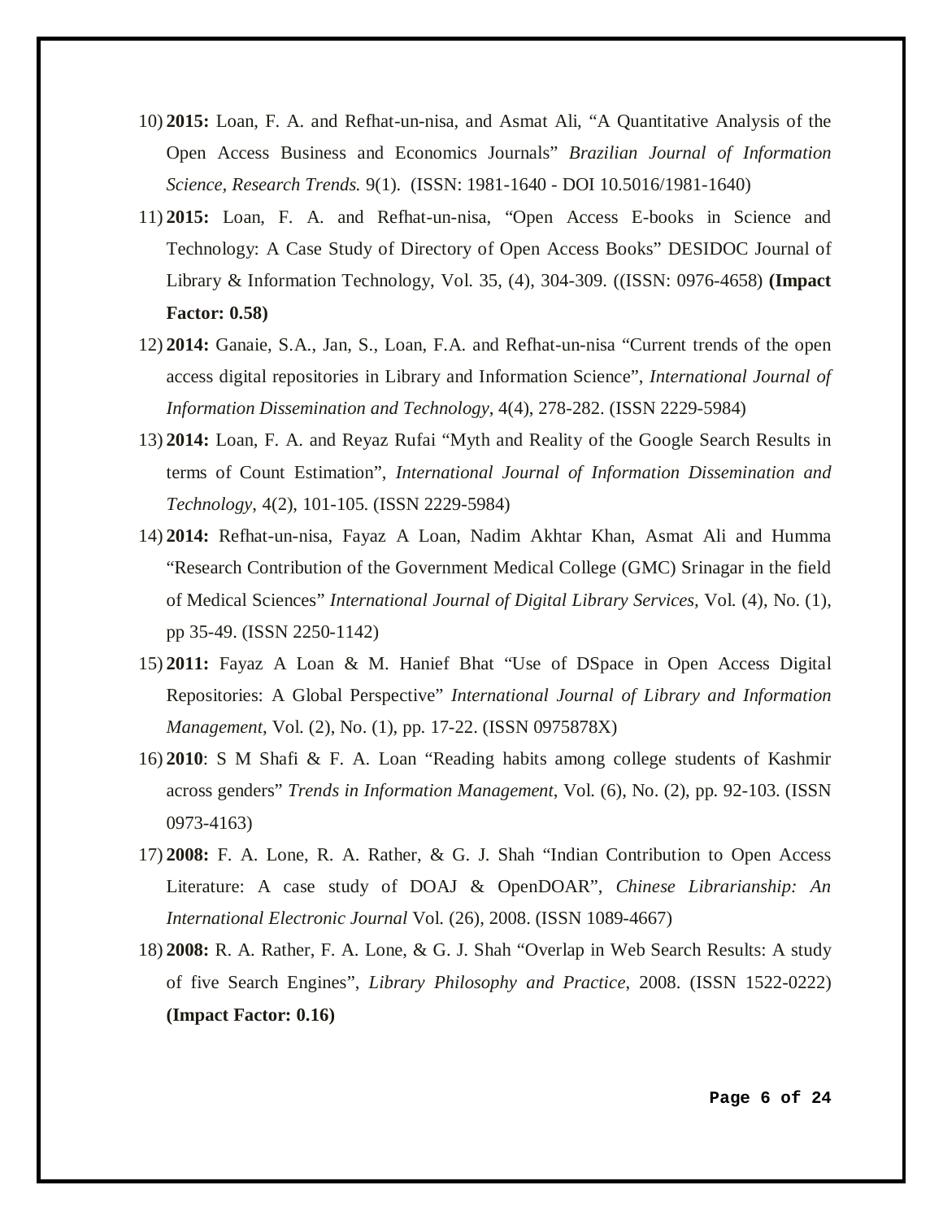10) **2015:** Loan, F. A. and Refhat-un-nisa, and Asmat Ali, "A Quantitative Analysis of the Open Access Business and Economics Journals" *Brazilian Journal of Information Science, Research Trends.* 9(1). (ISSN: 1981-1640 - DOI 10.5016/1981-1640)
11) **2015:** Loan, F. A. and Refhat-un-nisa, "Open Access E-books in Science and Technology: A Case Study of Directory of Open Access Books" DESIDOC Journal of Library & Information Technology, Vol. 35, (4), 304-309. ((ISSN: 0976-4658) **(Impact Factor: 0.58)**
12) **2014:** Ganaie, S.A., Jan, S., Loan, F.A. and Refhat-un-nisa "Current trends of the open access digital repositories in Library and Information Science", *International Journal of Information Dissemination and Technology*, 4(4), 278-282. (ISSN 2229-5984)
13) **2014:** Loan, F. A. and Reyaz Rufai "Myth and Reality of the Google Search Results in terms of Count Estimation", *International Journal of Information Dissemination and Technology*, 4(2), 101-105. (ISSN 2229-5984)
14) **2014:** Refhat-un-nisa, Fayaz A Loan, Nadim Akhtar Khan, Asmat Ali and Humma "Research Contribution of the Government Medical College (GMC) Srinagar in the field of Medical Sciences" *International Journal of Digital Library Services,* Vol. (4), No. (1), pp 35-49. (ISSN 2250-1142)
15) **2011:** Fayaz A Loan & M. Hanief Bhat "Use of DSpace in Open Access Digital Repositories: A Global Perspective" *International Journal of Library and Information Management*, Vol. (2), No. (1), pp. 17-22. (ISSN 0975878X)
16) **2010**: S M Shafi & F. A. Loan "Reading habits among college students of Kashmir across genders" *Trends in Information Management*, Vol. (6), No. (2), pp. 92-103. (ISSN 0973-4163)
17) **2008:** F. A. Lone, R. A. Rather, & G. J. Shah "Indian Contribution to Open Access Literature: A case study of DOAJ & OpenDOAR", *Chinese Librarianship: An International Electronic Journal* Vol. (26), 2008. (ISSN 1089-4667)
18) **2008:** R. A. Rather, F. A. Lone, & G. J. Shah "Overlap in Web Search Results: A study of five Search Engines", *Library Philosophy and Practice*, 2008. (ISSN 1522-0222) **(Impact Factor: 0.16)**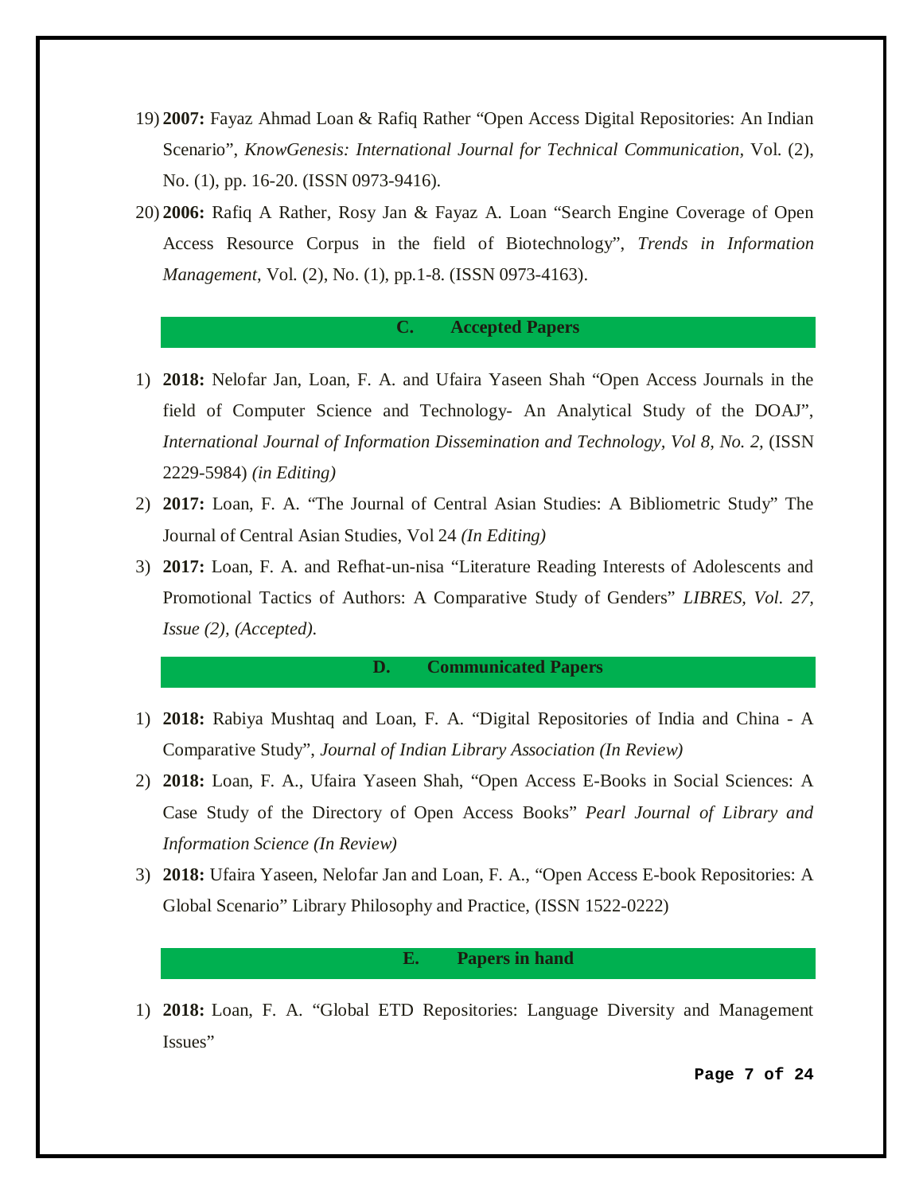19) **2007:** Fayaz Ahmad Loan & Rafiq Rather "Open Access Digital Repositories: An Indian Scenario", *KnowGenesis: International Journal for Technical Communication*, Vol. (2), No. (1), pp. 16-20. (ISSN 0973-9416).

20) **2006:** Rafiq A Rather, Rosy Jan & Fayaz A. Loan "Search Engine Coverage of Open Access Resource Corpus in the field of Biotechnology", *Trends in Information Management*, Vol. (2), No. (1), pp.1-8. (ISSN 0973-4163).

## C. Accepted Papers

1) **2018:** Nelofar Jan, Loan, F. A. and Ufaira Yaseen Shah "Open Access Journals in the field of Computer Science and Technology- An Analytical Study of the DOAJ", *International Journal of Information Dissemination and Technology, Vol 8, No. 2,* (ISSN 2229-5984) *(in Editing)*

2) **2017:** Loan, F. A. "The Journal of Central Asian Studies: A Bibliometric Study" The Journal of Central Asian Studies, Vol 24 *(In Editing)*

3) **2017:** Loan, F. A. and Refhat-un-nisa "Literature Reading Interests of Adolescents and Promotional Tactics of Authors: A Comparative Study of Genders" *LIBRES, Vol. 27, Issue (2), (Accepted).*

## D. Communicated Papers

1) **2018:** Rabiya Mushtaq and Loan, F. A. "Digital Repositories of India and China - A Comparative Study", *Journal of Indian Library Association (In Review)*

2) **2018:** Loan, F. A., Ufaira Yaseen Shah, "Open Access E-Books in Social Sciences: A Case Study of the Directory of Open Access Books" *Pearl Journal of Library and Information Science (In Review)*

3) **2018:** Ufaira Yaseen, Nelofar Jan and Loan, F. A., "Open Access E-book Repositories: A Global Scenario" Library Philosophy and Practice, (ISSN 1522-0222)

## E. Papers in hand

1) **2018:** Loan, F. A. "Global ETD Repositories: Language Diversity and Management Issues"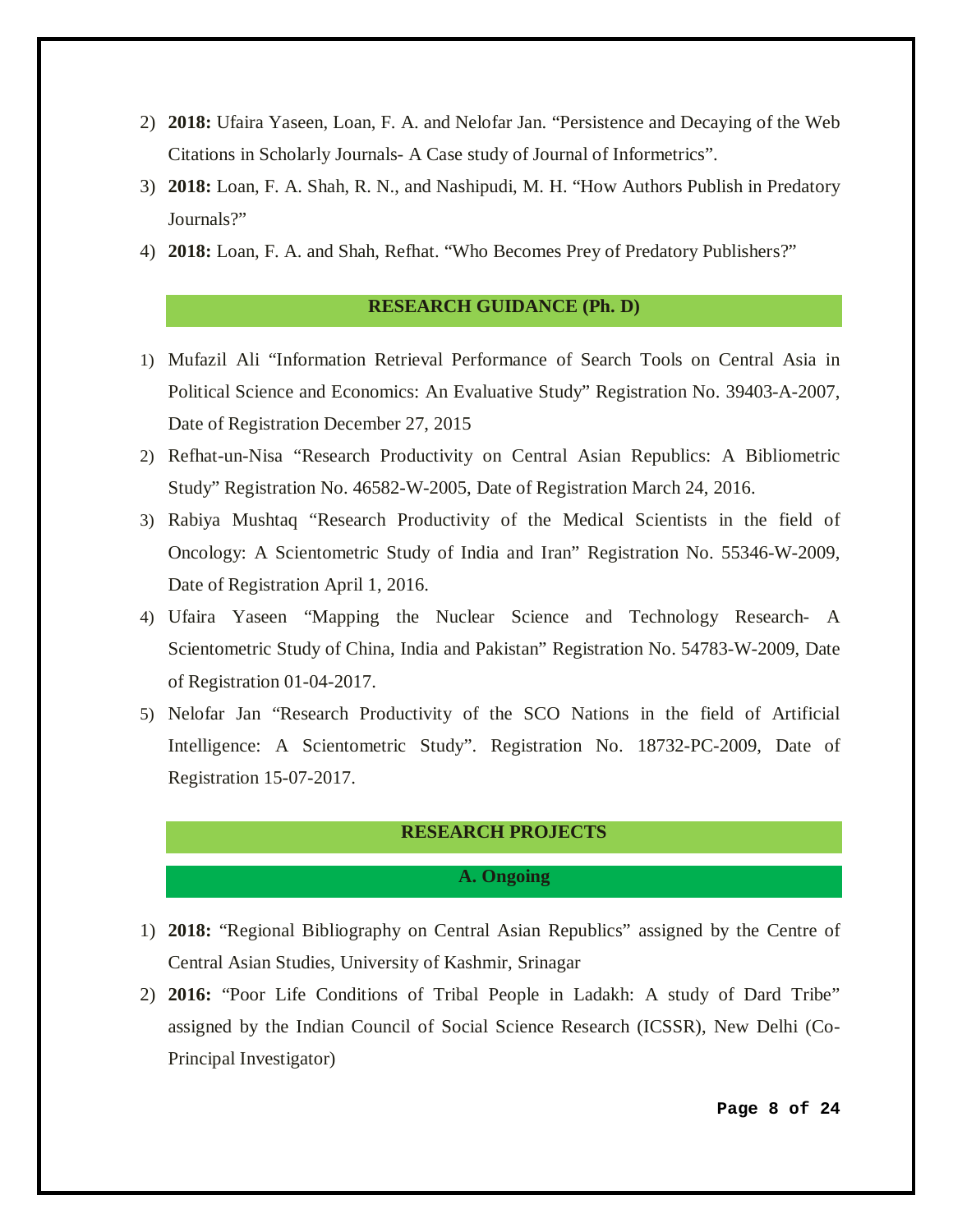2) **2018:** Ufaira Yaseen, Loan, F. A. and Nelofar Jan. “Persistence and Decaying of the Web Citations in Scholarly Journals- A Case study of Journal of Informetrics”.
3) **2018:** Loan, F. A. Shah, R. N., and Nashipudi, M. H. “How Authors Publish in Predatory Journals?”
4) **2018:** Loan, F. A. and Shah, Refhat. “Who Becomes Prey of Predatory Publishers?”

## RESEARCH GUIDANCE (Ph. D)

1) Mufazil Ali “Information Retrieval Performance of Search Tools on Central Asia in Political Science and Economics: An Evaluative Study” Registration No. 39403-A-2007, Date of Registration December 27, 2015
2) Refhat-un-Nisa “Research Productivity on Central Asian Republics: A Bibliometric Study” Registration No. 46582-W-2005, Date of Registration March 24, 2016.
3) Rabiya Mushtaq “Research Productivity of the Medical Scientists in the field of Oncology: A Scientometric Study of India and Iran” Registration No. 55346-W-2009, Date of Registration April 1, 2016.
4) Ufaira Yaseen “Mapping the Nuclear Science and Technology Research- A Scientometric Study of China, India and Pakistan” Registration No. 54783-W-2009, Date of Registration 01-04-2017.
5) Nelofar Jan “Research Productivity of the SCO Nations in the field of Artificial Intelligence: A Scientometric Study”. Registration No. 18732-PC-2009, Date of Registration 15-07-2017.

## RESEARCH PROJECTS

### A. Ongoing

1) **2018:** “Regional Bibliography on Central Asian Republics” assigned by the Centre of Central Asian Studies, University of Kashmir, Srinagar
2) **2016:** “Poor Life Conditions of Tribal People in Ladakh: A study of Dard Tribe” assigned by the Indian Council of Social Science Research (ICSSR), New Delhi (Co-Principal Investigator)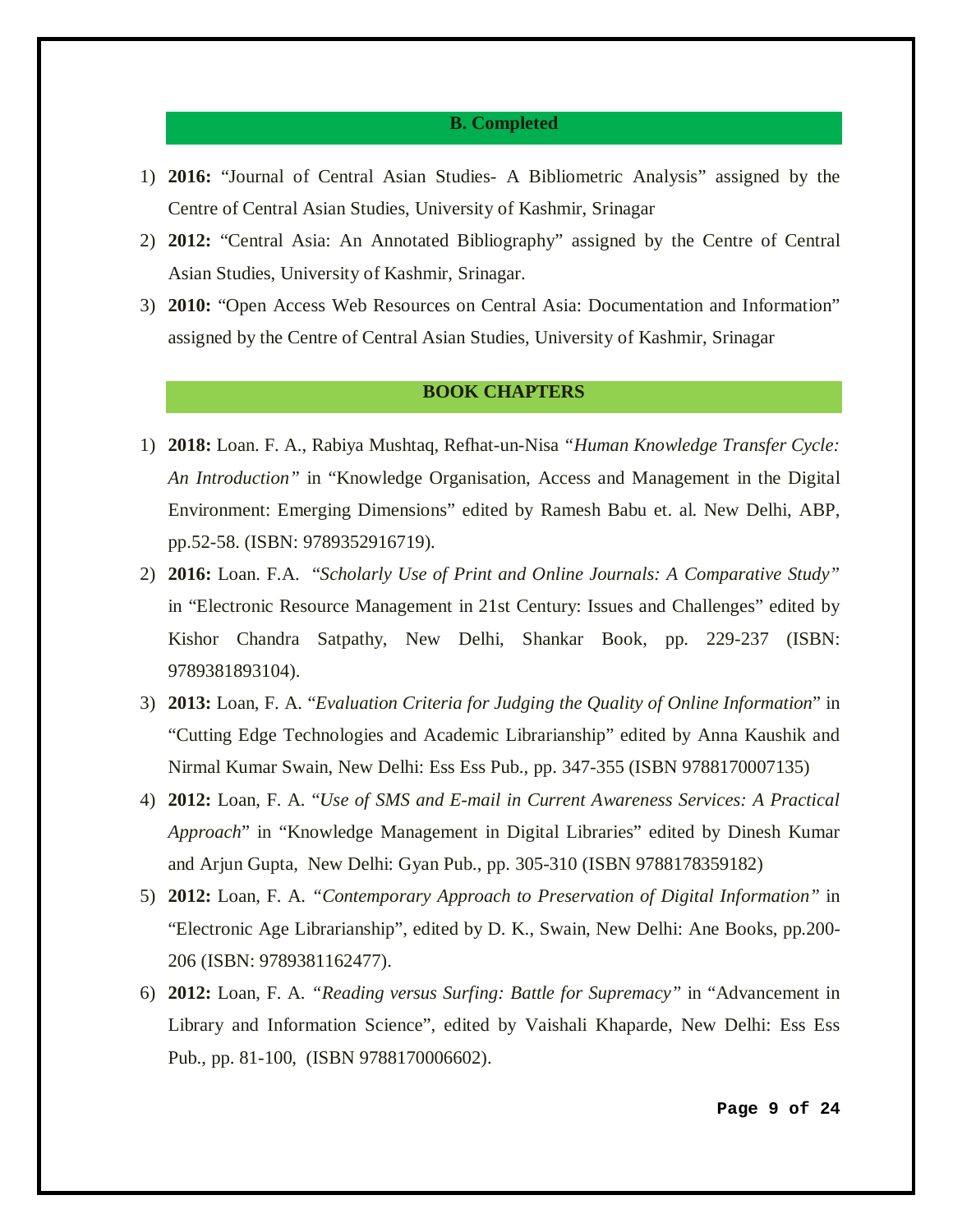### B. Completed

1) **2016:** "Journal of Central Asian Studies- A Bibliometric Analysis" assigned by the Centre of Central Asian Studies, University of Kashmir, Srinagar
2) **2012:** "Central Asia: An Annotated Bibliography" assigned by the Centre of Central Asian Studies, University of Kashmir, Srinagar.
3) **2010:** "Open Access Web Resources on Central Asia: Documentation and Information" assigned by the Centre of Central Asian Studies, University of Kashmir, Srinagar

## BOOK CHAPTERS

1) **2018:** Loan. F. A., Rabiya Mushtaq, Refhat-un-Nisa *"Human Knowledge Transfer Cycle: An Introduction"* in "Knowledge Organisation, Access and Management in the Digital Environment: Emerging Dimensions" edited by Ramesh Babu et. al. New Delhi, ABP, pp.52-58. (ISBN: 9789352916719).
2) **2016:** Loan. F.A. *"Scholarly Use of Print and Online Journals: A Comparative Study"* in "Electronic Resource Management in 21st Century: Issues and Challenges" edited by Kishor Chandra Satpathy, New Delhi, Shankar Book, pp. 229-237 (ISBN: 9789381893104).
3) **2013:** Loan, F. A. "*Evaluation Criteria for Judging the Quality of Online Information*" in "Cutting Edge Technologies and Academic Librarianship" edited by Anna Kaushik and Nirmal Kumar Swain, New Delhi: Ess Ess Pub., pp. 347-355 (ISBN 9788170007135)
4) **2012:** Loan, F. A. "*Use of SMS and E-mail in Current Awareness Services: A Practical Approach*" in "Knowledge Management in Digital Libraries" edited by Dinesh Kumar and Arjun Gupta, New Delhi: Gyan Pub., pp. 305-310 (ISBN 9788178359182)
5) **2012:** Loan, F. A. *"Contemporary Approach to Preservation of Digital Information"* in "Electronic Age Librarianship", edited by D. K., Swain, New Delhi: Ane Books, pp.200-206 (ISBN: 9789381162477).
6) **2012:** Loan, F. A. *"Reading versus Surfing: Battle for Supremacy"* in "Advancement in Library and Information Science", edited by Vaishali Khaparde, New Delhi: Ess Ess Pub., pp. 81-100, (ISBN 9788170006602).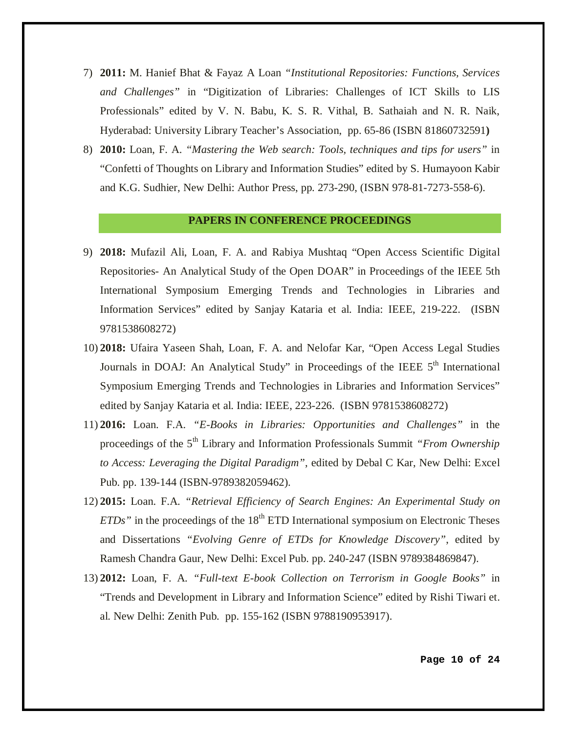7) **2011:** M. Hanief Bhat & Fayaz A Loan *"Institutional Repositories: Functions, Services and Challenges"* in "Digitization of Libraries: Challenges of ICT Skills to LIS Professionals" edited by V. N. Babu, K. S. R. Vithal, B. Sathaiah and N. R. Naik, Hyderabad: University Library Teacher's Association, pp. 65-86 (ISBN 81860732591**)**
8) **2010:** Loan, F. A. *"Mastering the Web search: Tools, techniques and tips for users"* in "Confetti of Thoughts on Library and Information Studies" edited by S. Humayoon Kabir and K.G. Sudhier, New Delhi: Author Press, pp. 273-290, (ISBN 978-81-7273-558-6).

## PAPERS IN CONFERENCE PROCEEDINGS

9) **2018:** Mufazil Ali, Loan, F. A. and Rabiya Mushtaq "Open Access Scientific Digital Repositories- An Analytical Study of the Open DOAR" in Proceedings of the IEEE 5th International Symposium Emerging Trends and Technologies in Libraries and Information Services" edited by Sanjay Kataria et al. India: IEEE, 219-222. (ISBN 9781538608272)
10) **2018:** Ufaira Yaseen Shah, Loan, F. A. and Nelofar Kar, "Open Access Legal Studies Journals in DOAJ: An Analytical Study" in Proceedings of the IEEE 5th International Symposium Emerging Trends and Technologies in Libraries and Information Services" edited by Sanjay Kataria et al. India: IEEE, 223-226. (ISBN 9781538608272)
11) **2016:** Loan. F.A. *"E-Books in Libraries: Opportunities and Challenges"* in the proceedings of the 5th Library and Information Professionals Summit *"From Ownership to Access: Leveraging the Digital Paradigm"*, edited by Debal C Kar, New Delhi: Excel Pub. pp. 139-144 (ISBN-9789382059462).
12) **2015:** Loan. F.A. *"Retrieval Efficiency of Search Engines: An Experimental Study on ETDs"* in the proceedings of the 18th ETD International symposium on Electronic Theses and Dissertations *"Evolving Genre of ETDs for Knowledge Discovery"*, edited by Ramesh Chandra Gaur, New Delhi: Excel Pub. pp. 240-247 (ISBN 9789384869847).
13) **2012:** Loan, F. A. *"Full-text E-book Collection on Terrorism in Google Books"* in "Trends and Development in Library and Information Science" edited by Rishi Tiwari et. al. New Delhi: Zenith Pub. pp. 155-162 (ISBN 9788190953917).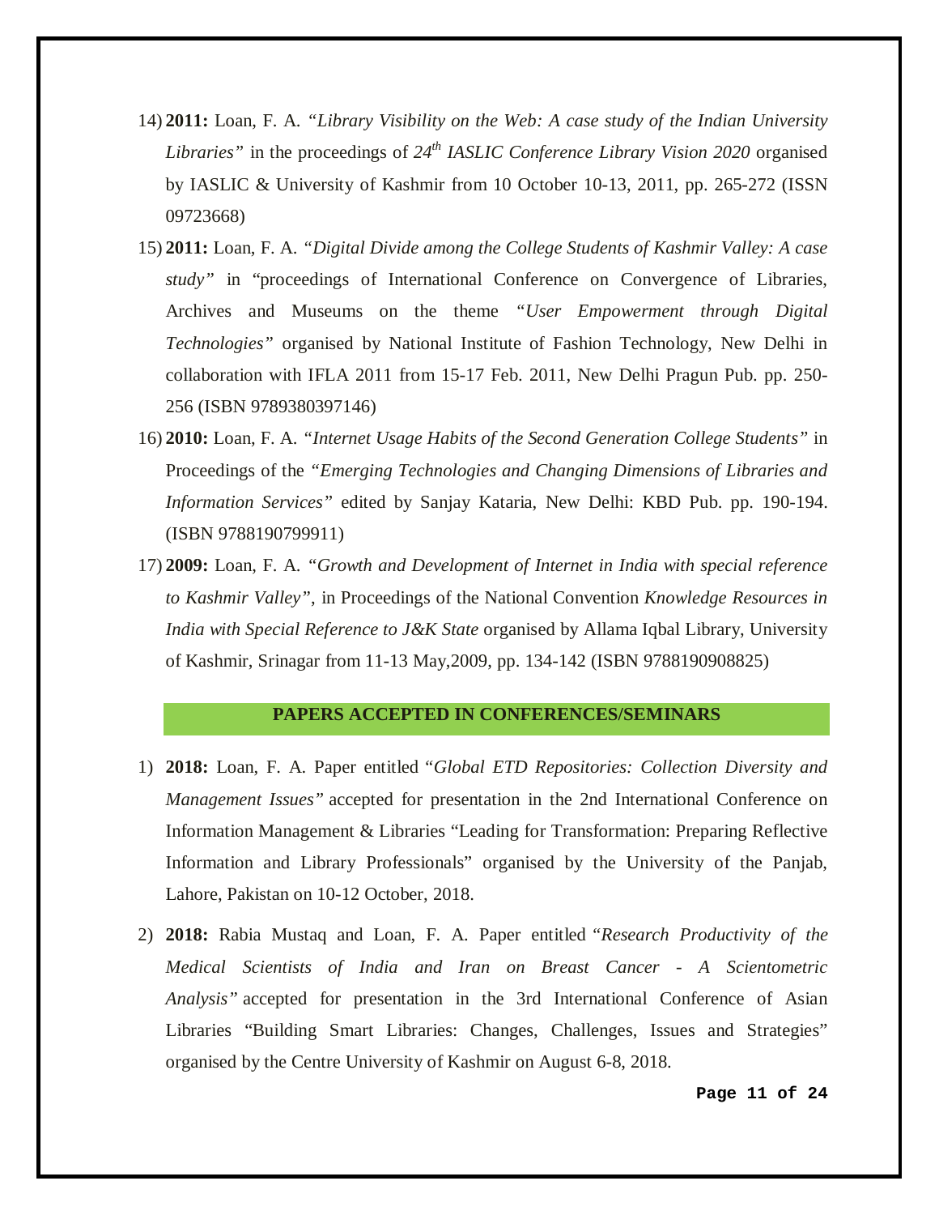14) **2011:** Loan, F. A. *"Library Visibility on the Web: A case study of the Indian University Libraries"* in the proceedings of *24th IASLIC Conference Library Vision 2020* organised by IASLIC & University of Kashmir from 10 October 10-13, 2011, pp. 265-272 (ISSN 09723668)

15) **2011:** Loan, F. A. *"Digital Divide among the College Students of Kashmir Valley: A case study"* in "proceedings of International Conference on Convergence of Libraries, Archives and Museums on the theme *"User Empowerment through Digital Technologies"* organised by National Institute of Fashion Technology, New Delhi in collaboration with IFLA 2011 from 15-17 Feb. 2011, New Delhi Pragun Pub. pp. 250-256 (ISBN 9789380397146)

16) **2010:** Loan, F. A. *"Internet Usage Habits of the Second Generation College Students"* in Proceedings of the *"Emerging Technologies and Changing Dimensions of Libraries and Information Services"* edited by Sanjay Kataria, New Delhi: KBD Pub. pp. 190-194. (ISBN 9788190799911)

17) **2009:** Loan, F. A. *"Growth and Development of Internet in India with special reference to Kashmir Valley"*, in Proceedings of the National Convention *Knowledge Resources in India with Special Reference to J&K State* organised by Allama Iqbal Library, University of Kashmir, Srinagar from 11-13 May,2009, pp. 134-142 (ISBN 9788190908825)

## PAPERS ACCEPTED IN CONFERENCES/SEMINARS

1) **2018:** Loan, F. A. Paper entitled "*Global ETD Repositories: Collection Diversity and Management Issues"* accepted for presentation in the 2nd International Conference on Information Management & Libraries "Leading for Transformation: Preparing Reflective Information and Library Professionals" organised by the University of the Panjab, Lahore, Pakistan on 10-12 October, 2018.

2) **2018:** Rabia Mustaq and Loan, F. A. Paper entitled "*Research Productivity of the Medical Scientists of India and Iran on Breast Cancer - A Scientometric Analysis"* accepted for presentation in the 3rd International Conference of Asian Libraries "Building Smart Libraries: Changes, Challenges, Issues and Strategies" organised by the Centre University of Kashmir on August 6-8, 2018.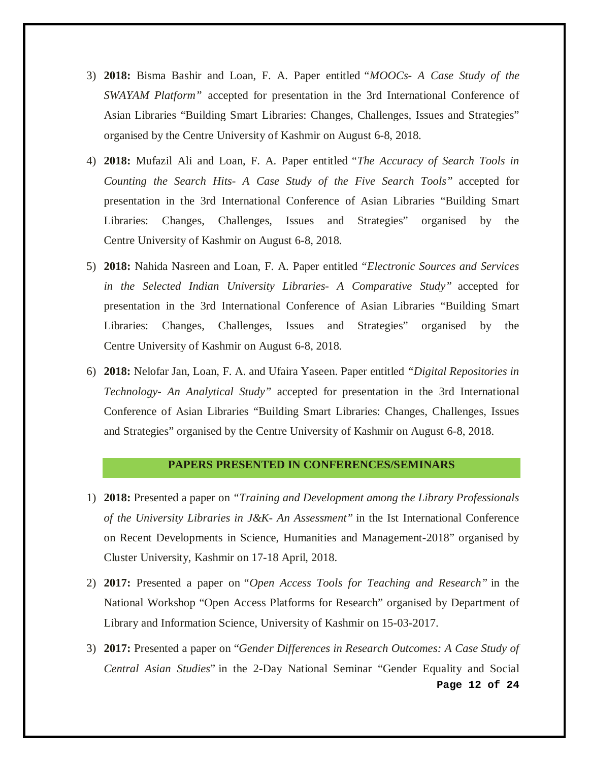3) **2018:** Bisma Bashir and Loan, F. A. Paper entitled "*MOOCs- A Case Study of the SWAYAM Platform"* accepted for presentation in the 3rd International Conference of Asian Libraries "Building Smart Libraries: Changes, Challenges, Issues and Strategies" organised by the Centre University of Kashmir on August 6-8, 2018.

4) **2018:** Mufazil Ali and Loan, F. A. Paper entitled "*The Accuracy of Search Tools in Counting the Search Hits- A Case Study of the Five Search Tools"* accepted for presentation in the 3rd International Conference of Asian Libraries "Building Smart Libraries: Changes, Challenges, Issues and Strategies" organised by the Centre University of Kashmir on August 6-8, 2018.

5) **2018:** Nahida Nasreen and Loan, F. A. Paper entitled "*Electronic Sources and Services in the Selected Indian University Libraries- A Comparative Study"* accepted for presentation in the 3rd International Conference of Asian Libraries "Building Smart Libraries: Changes, Challenges, Issues and Strategies" organised by the Centre University of Kashmir on August 6-8, 2018.

6) **2018:** Nelofar Jan, Loan, F. A. and Ufaira Yaseen. Paper entitled *"Digital Repositories in Technology- An Analytical Study"* accepted for presentation in the 3rd International Conference of Asian Libraries "Building Smart Libraries: Changes, Challenges, Issues and Strategies" organised by the Centre University of Kashmir on August 6-8, 2018.

## PAPERS PRESENTED IN CONFERENCES/SEMINARS

1) **2018:** Presented a paper on *"Training and Development among the Library Professionals of the University Libraries in J&K- An Assessment"* in the Ist International Conference on Recent Developments in Science, Humanities and Management-2018" organised by Cluster University, Kashmir on 17-18 April, 2018.

2) **2017:** Presented a paper on "*Open Access Tools for Teaching and Research"* in the National Workshop "Open Access Platforms for Research" organised by Department of Library and Information Science, University of Kashmir on 15-03-2017.

3) **2017:** Presented a paper on "*Gender Differences in Research Outcomes: A Case Study of Central Asian Studies*" in the 2-Day National Seminar "Gender Equality and Social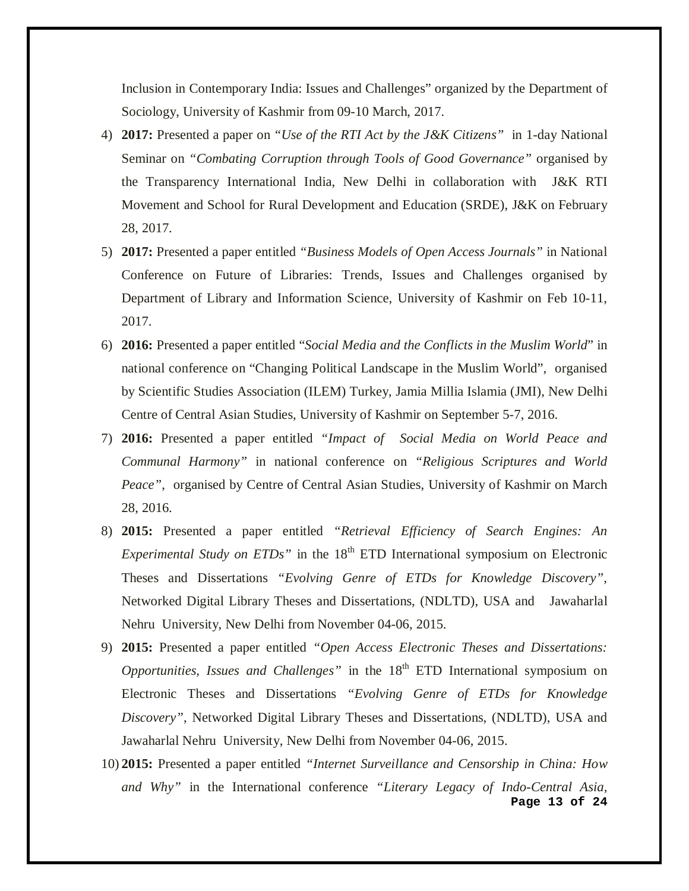Inclusion in Contemporary India: Issues and Challenges" organized by the Department of Sociology, University of Kashmir from 09-10 March, 2017.

4) **2017:** Presented a paper on *"Use of the RTI Act by the J&K Citizens"* in 1-day National Seminar on *"Combating Corruption through Tools of Good Governance"* organised by the Transparency International India, New Delhi in collaboration with J&K RTI Movement and School for Rural Development and Education (SRDE), J&K on February 28, 2017.
5) **2017:** Presented a paper entitled *"Business Models of Open Access Journals"* in National Conference on Future of Libraries: Trends, Issues and Challenges organised by Department of Library and Information Science, University of Kashmir on Feb 10-11, 2017.
6) **2016:** Presented a paper entitled "*Social Media and the Conflicts in the Muslim World*" in national conference on "Changing Political Landscape in the Muslim World", organised by Scientific Studies Association (ILEM) Turkey, Jamia Millia Islamia (JMI), New Delhi Centre of Central Asian Studies, University of Kashmir on September 5-7, 2016.
7) **2016:** Presented a paper entitled *"Impact of Social Media on World Peace and Communal Harmony"* in national conference on *"Religious Scriptures and World Peace"*, organised by Centre of Central Asian Studies, University of Kashmir on March 28, 2016.
8) **2015:** Presented a paper entitled *"Retrieval Efficiency of Search Engines: An Experimental Study on ETDs"* in the 18th ETD International symposium on Electronic Theses and Dissertations *"Evolving Genre of ETDs for Knowledge Discovery"*, Networked Digital Library Theses and Dissertations, (NDLTD), USA and Jawaharlal Nehru University, New Delhi from November 04-06, 2015.
9) **2015:** Presented a paper entitled *"Open Access Electronic Theses and Dissertations: Opportunities, Issues and Challenges"* in the 18th ETD International symposium on Electronic Theses and Dissertations *"Evolving Genre of ETDs for Knowledge Discovery"*, Networked Digital Library Theses and Dissertations, (NDLTD), USA and Jawaharlal Nehru University, New Delhi from November 04-06, 2015.
10) **2015:** Presented a paper entitled *"Internet Surveillance and Censorship in China: How and Why"* in the International conference *"Literary Legacy of Indo-Central Asia,*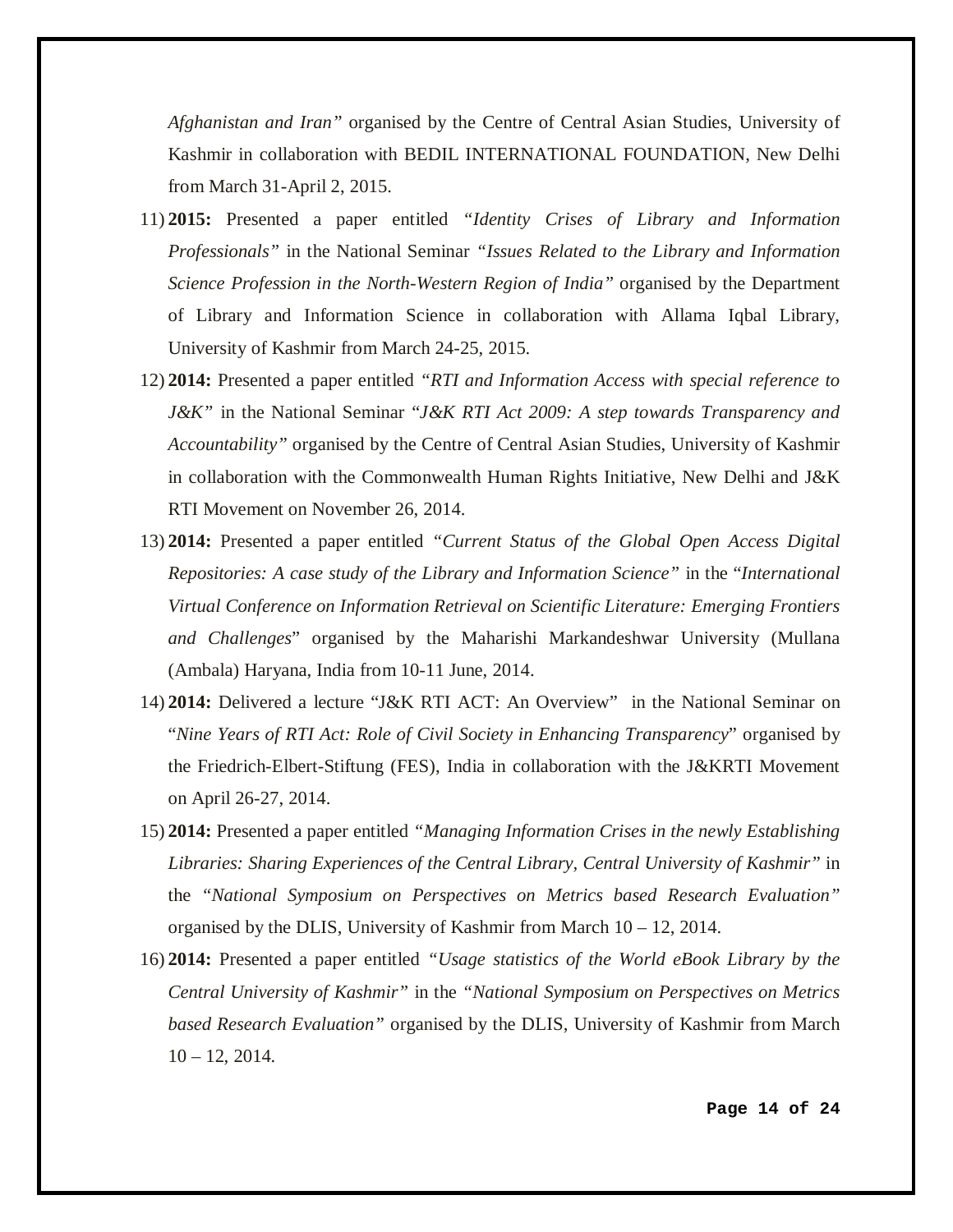*Afghanistan and Iran"* organised by the Centre of Central Asian Studies, University of Kashmir in collaboration with BEDIL INTERNATIONAL FOUNDATION, New Delhi from March 31-April 2, 2015.

11) **2015:** Presented a paper entitled *"Identity Crises of Library and Information Professionals"* in the National Seminar *"Issues Related to the Library and Information Science Profession in the North-Western Region of India"* organised by the Department of Library and Information Science in collaboration with Allama Iqbal Library, University of Kashmir from March 24-25, 2015.
12) **2014:** Presented a paper entitled *"RTI and Information Access with special reference to J&K"* in the National Seminar "*J&K RTI Act 2009: A step towards Transparency and Accountability"* organised by the Centre of Central Asian Studies, University of Kashmir in collaboration with the Commonwealth Human Rights Initiative, New Delhi and J&K RTI Movement on November 26, 2014.
13) **2014:** Presented a paper entitled *"Current Status of the Global Open Access Digital Repositories: A case study of the Library and Information Science"* in the "*International Virtual Conference on Information Retrieval on Scientific Literature: Emerging Frontiers and Challenges*" organised by the Maharishi Markandeshwar University (Mullana (Ambala) Haryana, India from 10-11 June, 2014.
14) **2014:** Delivered a lecture "J&K RTI ACT: An Overview" in the National Seminar on "*Nine Years of RTI Act: Role of Civil Society in Enhancing Transparency*" organised by the Friedrich-Elbert-Stiftung (FES), India in collaboration with the J&KRTI Movement on April 26-27, 2014.
15) **2014:** Presented a paper entitled *"Managing Information Crises in the newly Establishing Libraries: Sharing Experiences of the Central Library, Central University of Kashmir"* in the *"National Symposium on Perspectives on Metrics based Research Evaluation"* organised by the DLIS, University of Kashmir from March 10 – 12, 2014.
16) **2014:** Presented a paper entitled *"Usage statistics of the World eBook Library by the Central University of Kashmir"* in the *"National Symposium on Perspectives on Metrics based Research Evaluation"* organised by the DLIS, University of Kashmir from March 10 – 12, 2014.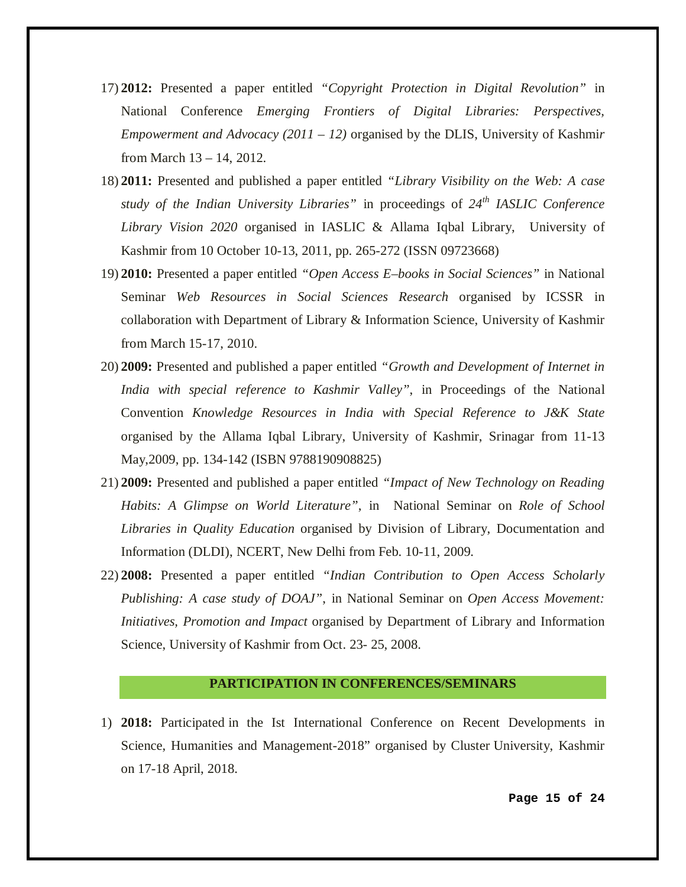17) **2012:** Presented a paper entitled *"Copyright Protection in Digital Revolution"* in National Conference *Emerging Frontiers of Digital Libraries: Perspectives, Empowerment and Advocacy (2011 – 12)* organised by the DLIS, University of Kashmir from March 13 – 14, 2012.
18) **2011:** Presented and published a paper entitled *"Library Visibility on the Web: A case study of the Indian University Libraries"* in proceedings of *24th IASLIC Conference Library Vision 2020* organised in IASLIC & Allama Iqbal Library, University of Kashmir from 10 October 10-13, 2011, pp. 265-272 (ISSN 09723668)
19) **2010:** Presented a paper entitled *"Open Access E–books in Social Sciences"* in National Seminar *Web Resources in Social Sciences Research* organised by ICSSR in collaboration with Department of Library & Information Science, University of Kashmir from March 15-17, 2010.
20) **2009:** Presented and published a paper entitled *"Growth and Development of Internet in India with special reference to Kashmir Valley"*, in Proceedings of the National Convention *Knowledge Resources in India with Special Reference to J&K State* organised by the Allama Iqbal Library, University of Kashmir, Srinagar from 11-13 May,2009, pp. 134-142 (ISBN 9788190908825)
21) **2009:** Presented and published a paper entitled *"Impact of New Technology on Reading Habits: A Glimpse on World Literature"*, in National Seminar on *Role of School Libraries in Quality Education* organised by Division of Library, Documentation and Information (DLDI), NCERT, New Delhi from Feb. 10-11, 2009.
22) **2008:** Presented a paper entitled *"Indian Contribution to Open Access Scholarly Publishing: A case study of DOAJ"*, in National Seminar on *Open Access Movement: Initiatives, Promotion and Impact* organised by Department of Library and Information Science, University of Kashmir from Oct. 23- 25, 2008.

## PARTICIPATION IN CONFERENCES/SEMINARS

1) **2018:** Participated in the Ist International Conference on Recent Developments in Science, Humanities and Management-2018" organised by Cluster University, Kashmir on 17-18 April, 2018.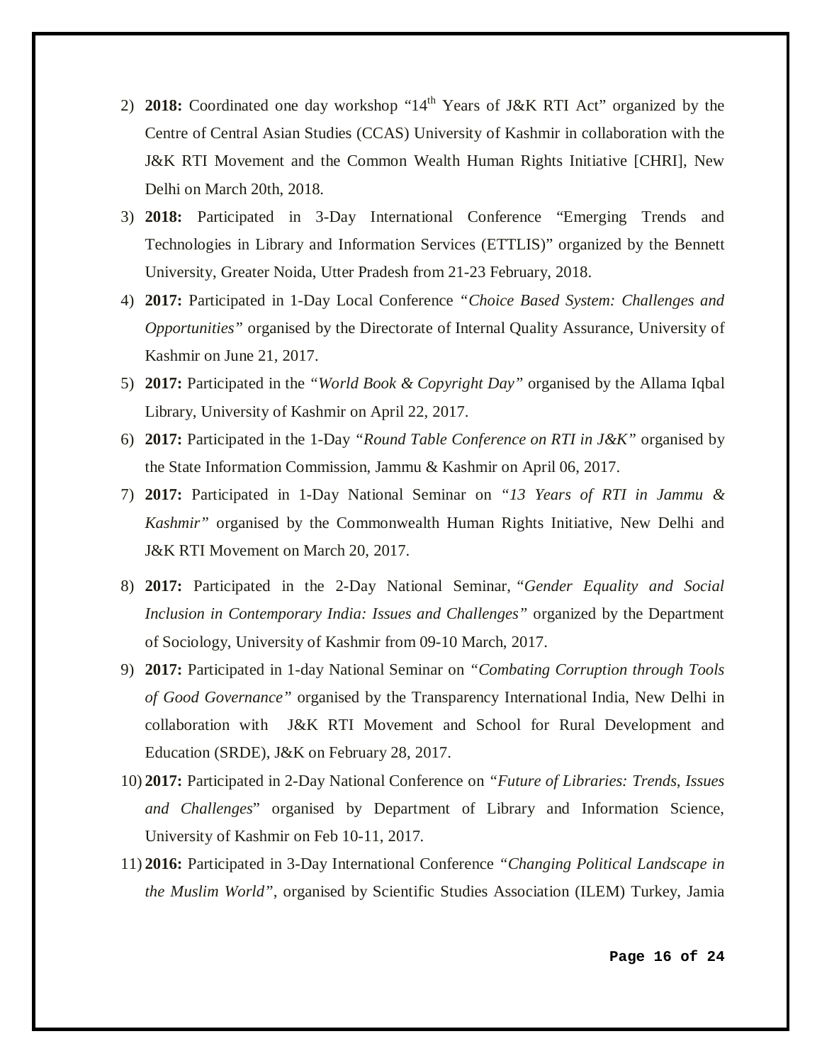2) **2018:** Coordinated one day workshop "14th Years of J&K RTI Act" organized by the Centre of Central Asian Studies (CCAS) University of Kashmir in collaboration with the J&K RTI Movement and the Common Wealth Human Rights Initiative [CHRI], New Delhi on March 20th, 2018.
3) **2018:** Participated in 3-Day International Conference "Emerging Trends and Technologies in Library and Information Services (ETTLIS)" organized by the Bennett University, Greater Noida, Utter Pradesh from 21-23 February, 2018.
4) **2017:** Participated in 1-Day Local Conference *"Choice Based System: Challenges and Opportunities"* organised by the Directorate of Internal Quality Assurance, University of Kashmir on June 21, 2017.
5) **2017:** Participated in the *"World Book & Copyright Day"* organised by the Allama Iqbal Library, University of Kashmir on April 22, 2017.
6) **2017:** Participated in the 1-Day *"Round Table Conference on RTI in J&K"* organised by the State Information Commission, Jammu & Kashmir on April 06, 2017.
7) **2017:** Participated in 1-Day National Seminar on *"13 Years of RTI in Jammu & Kashmir"* organised by the Commonwealth Human Rights Initiative, New Delhi and J&K RTI Movement on March 20, 2017.
8) **2017:** Participated in the 2-Day National Seminar, *"Gender Equality and Social Inclusion in Contemporary India: Issues and Challenges"* organized by the Department of Sociology, University of Kashmir from 09-10 March, 2017.
9) **2017:** Participated in 1-day National Seminar on *"Combating Corruption through Tools of Good Governance"* organised by the Transparency International India, New Delhi in collaboration with J&K RTI Movement and School for Rural Development and Education (SRDE), J&K on February 28, 2017.
10) **2017:** Participated in 2-Day National Conference on *"Future of Libraries: Trends, Issues and Challenges*" organised by Department of Library and Information Science, University of Kashmir on Feb 10-11, 2017.
11) **2016:** Participated in 3-Day International Conference *"Changing Political Landscape in the Muslim World"*, organised by Scientific Studies Association (ILEM) Turkey, Jamia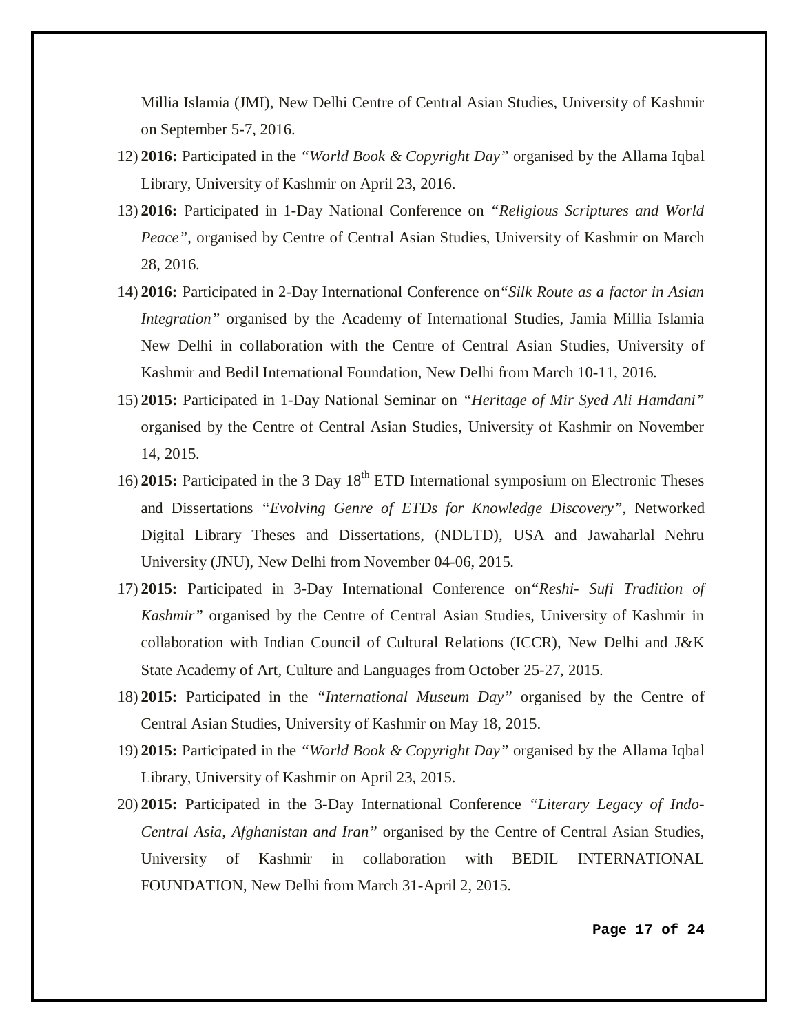Millia Islamia (JMI), New Delhi Centre of Central Asian Studies, University of Kashmir on September 5-7, 2016.

12) **2016:** Participated in the *"World Book & Copyright Day"* organised by the Allama Iqbal Library, University of Kashmir on April 23, 2016.
13) **2016:** Participated in 1-Day National Conference on *"Religious Scriptures and World Peace"*, organised by Centre of Central Asian Studies, University of Kashmir on March 28, 2016.
14) **2016:** Participated in 2-Day International Conference on*"Silk Route as a factor in Asian Integration"* organised by the Academy of International Studies, Jamia Millia Islamia New Delhi in collaboration with the Centre of Central Asian Studies, University of Kashmir and Bedil International Foundation, New Delhi from March 10-11, 2016.
15) **2015:** Participated in 1-Day National Seminar on *"Heritage of Mir Syed Ali Hamdani"* organised by the Centre of Central Asian Studies, University of Kashmir on November 14, 2015.
16) **2015:** Participated in the 3 Day 18th ETD International symposium on Electronic Theses and Dissertations *"Evolving Genre of ETDs for Knowledge Discovery"*, Networked Digital Library Theses and Dissertations, (NDLTD), USA and Jawaharlal Nehru University (JNU), New Delhi from November 04-06, 2015.
17) **2015:** Participated in 3-Day International Conference on*"Reshi- Sufi Tradition of Kashmir"* organised by the Centre of Central Asian Studies, University of Kashmir in collaboration with Indian Council of Cultural Relations (ICCR), New Delhi and J&K State Academy of Art, Culture and Languages from October 25-27, 2015.
18) **2015:** Participated in the *"International Museum Day"* organised by the Centre of Central Asian Studies, University of Kashmir on May 18, 2015.
19) **2015:** Participated in the *"World Book & Copyright Day"* organised by the Allama Iqbal Library, University of Kashmir on April 23, 2015.
20) **2015:** Participated in the 3-Day International Conference *"Literary Legacy of Indo-Central Asia, Afghanistan and Iran"* organised by the Centre of Central Asian Studies, University of Kashmir in collaboration with BEDIL INTERNATIONAL FOUNDATION, New Delhi from March 31-April 2, 2015.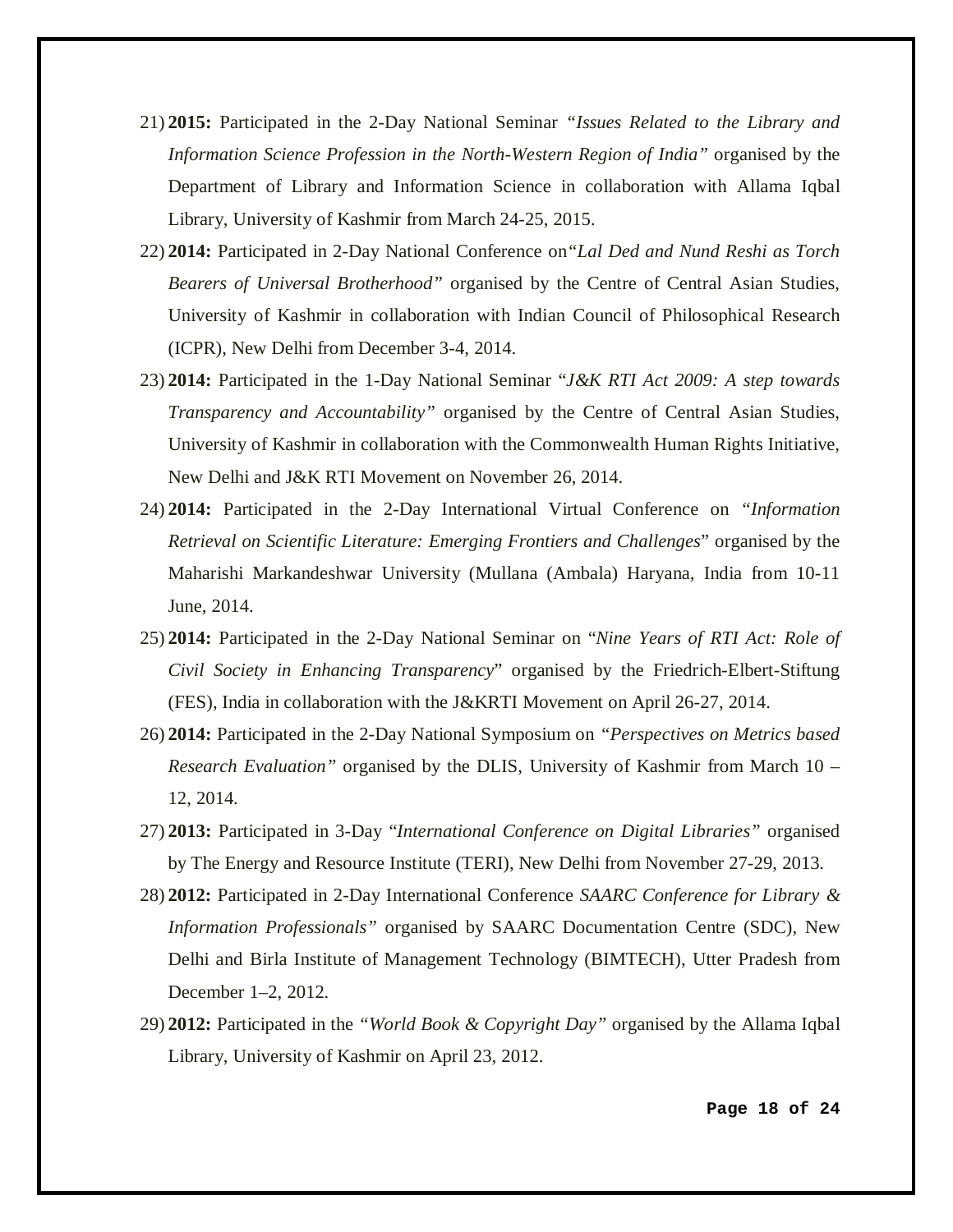21) **2015:** Participated in the 2-Day National Seminar *"Issues Related to the Library and Information Science Profession in the North-Western Region of India"* organised by the Department of Library and Information Science in collaboration with Allama Iqbal Library, University of Kashmir from March 24-25, 2015.
22) **2014:** Participated in 2-Day National Conference on*"Lal Ded and Nund Reshi as Torch Bearers of Universal Brotherhood"* organised by the Centre of Central Asian Studies, University of Kashmir in collaboration with Indian Council of Philosophical Research (ICPR), New Delhi from December 3-4, 2014.
23) **2014:** Participated in the 1-Day National Seminar "*J&K RTI Act 2009: A step towards Transparency and Accountability"* organised by the Centre of Central Asian Studies, University of Kashmir in collaboration with the Commonwealth Human Rights Initiative, New Delhi and J&K RTI Movement on November 26, 2014.
24) **2014:** Participated in the 2-Day International Virtual Conference on *"Information Retrieval on Scientific Literature: Emerging Frontiers and Challenges*" organised by the Maharishi Markandeshwar University (Mullana (Ambala) Haryana, India from 10-11 June, 2014.
25) **2014:** Participated in the 2-Day National Seminar on "*Nine Years of RTI Act: Role of Civil Society in Enhancing Transparency*" organised by the Friedrich-Elbert-Stiftung (FES), India in collaboration with the J&KRTI Movement on April 26-27, 2014.
26) **2014:** Participated in the 2-Day National Symposium on *"Perspectives on Metrics based Research Evaluation"* organised by the DLIS, University of Kashmir from March 10 – 12, 2014.
27) **2013:** Participated in 3-Day "*International Conference on Digital Libraries"* organised by The Energy and Resource Institute (TERI), New Delhi from November 27-29, 2013.
28) **2012:** Participated in 2-Day International Conference *SAARC Conference for Library & Information Professionals"* organised by SAARC Documentation Centre (SDC), New Delhi and Birla Institute of Management Technology (BIMTECH), Utter Pradesh from December 1–2, 2012.
29) **2012:** Participated in the *"World Book & Copyright Day"* organised by the Allama Iqbal Library, University of Kashmir on April 23, 2012.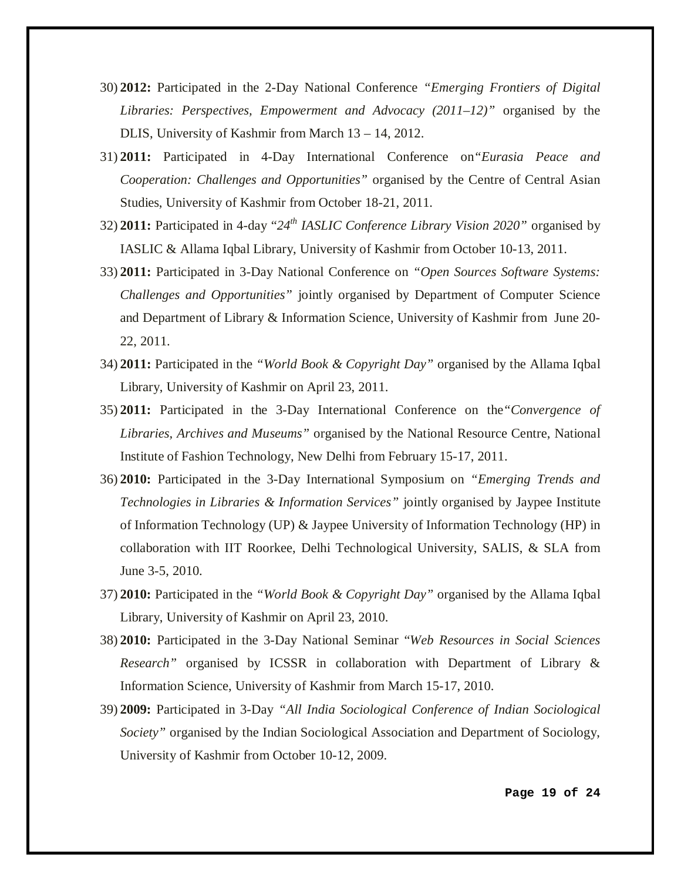30) **2012:** Participated in the 2-Day National Conference *"Emerging Frontiers of Digital Libraries: Perspectives, Empowerment and Advocacy (2011–12)"* organised by the DLIS, University of Kashmir from March 13 – 14, 2012.

31) **2011:** Participated in 4-Day International Conference on*"Eurasia Peace and Cooperation: Challenges and Opportunities"* organised by the Centre of Central Asian Studies, University of Kashmir from October 18-21, 2011.

32) **2011:** Participated in 4-day "*24th IASLIC Conference Library Vision 2020"* organised by IASLIC & Allama Iqbal Library, University of Kashmir from October 10-13, 2011.

33) **2011:** Participated in 3-Day National Conference on *"Open Sources Software Systems: Challenges and Opportunities"* jointly organised by Department of Computer Science and Department of Library & Information Science, University of Kashmir from June 20-22, 2011.

34) **2011:** Participated in the *"World Book & Copyright Day"* organised by the Allama Iqbal Library, University of Kashmir on April 23, 2011.

35) **2011:** Participated in the 3-Day International Conference on the*"Convergence of Libraries, Archives and Museums"* organised by the National Resource Centre, National Institute of Fashion Technology, New Delhi from February 15-17, 2011.

36) **2010:** Participated in the 3-Day International Symposium on *"Emerging Trends and Technologies in Libraries & Information Services"* jointly organised by Jaypee Institute of Information Technology (UP) & Jaypee University of Information Technology (HP) in collaboration with IIT Roorkee, Delhi Technological University, SALIS, & SLA from June 3-5, 2010.

37) **2010:** Participated in the *"World Book & Copyright Day"* organised by the Allama Iqbal Library, University of Kashmir on April 23, 2010.

38) **2010:** Participated in the 3-Day National Seminar "*Web Resources in Social Sciences Research"* organised by ICSSR in collaboration with Department of Library & Information Science, University of Kashmir from March 15-17, 2010.

39) **2009:** Participated in 3-Day *"All India Sociological Conference of Indian Sociological Society"* organised by the Indian Sociological Association and Department of Sociology, University of Kashmir from October 10-12, 2009.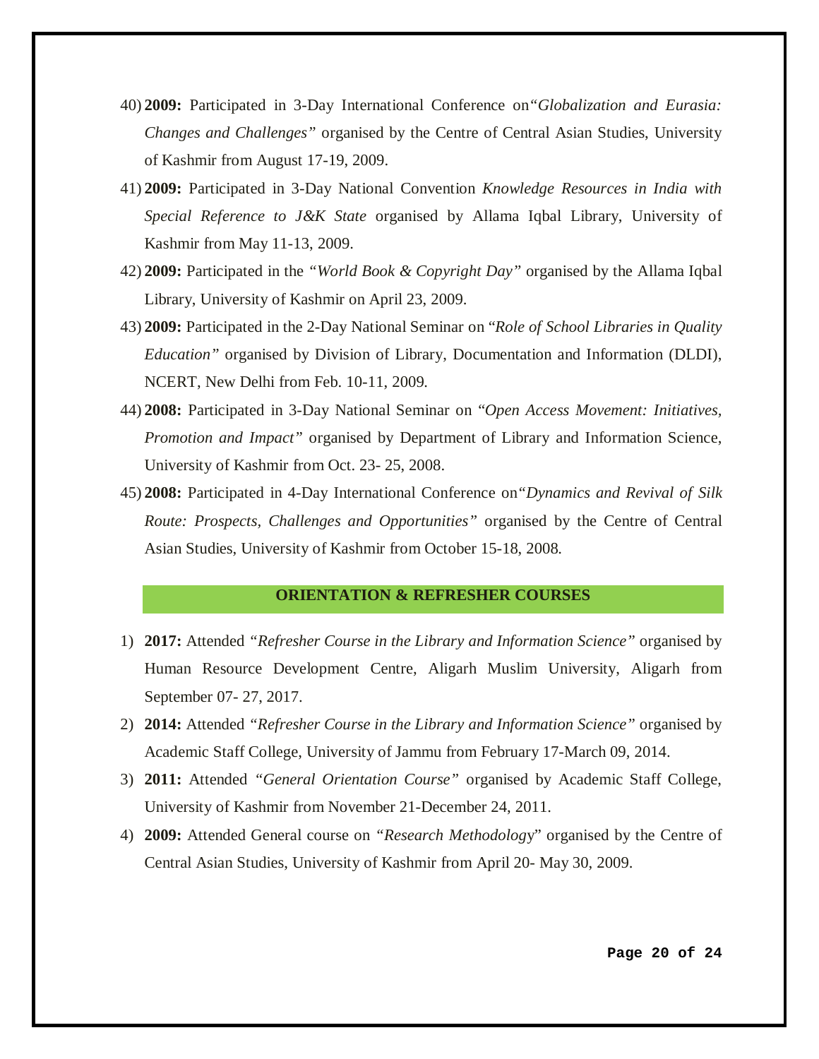40) **2009:** Participated in 3-Day International Conference on *"Globalization and Eurasia: Changes and Challenges"* organised by the Centre of Central Asian Studies, University of Kashmir from August 17-19, 2009.

41) **2009:** Participated in 3-Day National Convention *Knowledge Resources in India with Special Reference to J&K State* organised by Allama Iqbal Library, University of Kashmir from May 11-13, 2009.

42) **2009:** Participated in the *"World Book & Copyright Day"* organised by the Allama Iqbal Library, University of Kashmir on April 23, 2009.

43) **2009:** Participated in the 2-Day National Seminar on "*Role of School Libraries in Quality Education"* organised by Division of Library, Documentation and Information (DLDI), NCERT, New Delhi from Feb. 10-11, 2009.

44) **2008:** Participated in 3-Day National Seminar on "*Open Access Movement: Initiatives, Promotion and Impact"* organised by Department of Library and Information Science, University of Kashmir from Oct. 23- 25, 2008.

45) **2008:** Participated in 4-Day International Conference on *"Dynamics and Revival of Silk Route: Prospects, Challenges and Opportunities"* organised by the Centre of Central Asian Studies, University of Kashmir from October 15-18, 2008.

## ORIENTATION & REFRESHER COURSES

1) **2017:** Attended *"Refresher Course in the Library and Information Science"* organised by Human Resource Development Centre, Aligarh Muslim University, Aligarh from September 07- 27, 2017.

2) **2014:** Attended *"Refresher Course in the Library and Information Science"* organised by Academic Staff College, University of Jammu from February 17-March 09, 2014.

3) **2011:** Attended *"General Orientation Course"* organised by Academic Staff College, University of Kashmir from November 21-December 24, 2011.

4) **2009:** Attended General course on *"Research Methodolog*y" organised by the Centre of Central Asian Studies, University of Kashmir from April 20- May 30, 2009.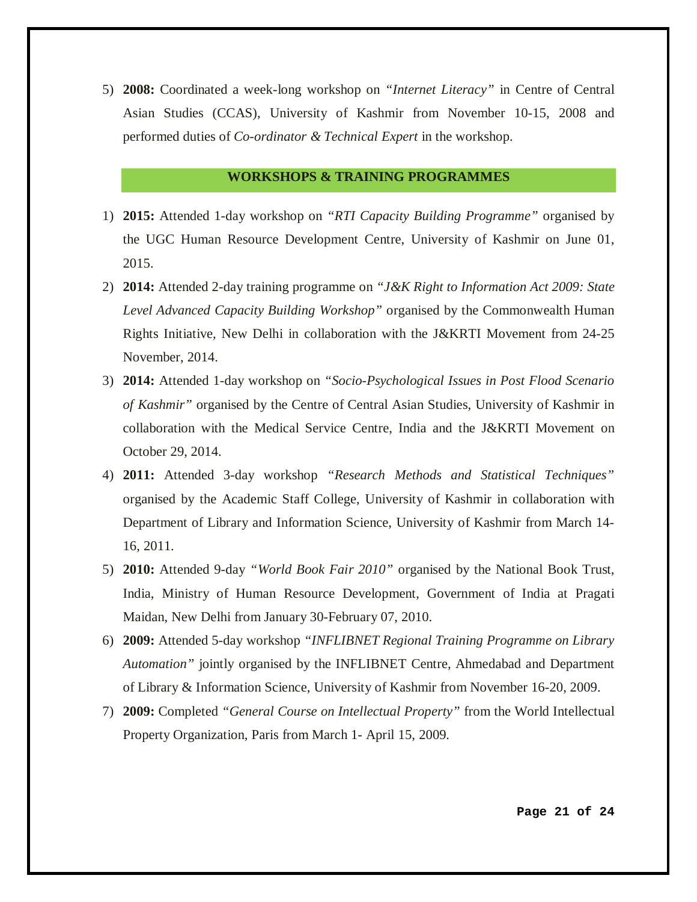5) **2008:** Coordinated a week-long workshop on *"Internet Literacy"* in Centre of Central Asian Studies (CCAS), University of Kashmir from November 10-15, 2008 and performed duties of *Co-ordinator & Technical Expert* in the workshop.

## WORKSHOPS & TRAINING PROGRAMMES

1) **2015:** Attended 1-day workshop on *"RTI Capacity Building Programme"* organised by the UGC Human Resource Development Centre, University of Kashmir on June 01, 2015.
2) **2014:** Attended 2-day training programme on *"J&K Right to Information Act 2009: State Level Advanced Capacity Building Workshop"* organised by the Commonwealth Human Rights Initiative, New Delhi in collaboration with the J&KRTI Movement from 24-25 November, 2014.
3) **2014:** Attended 1-day workshop on *"Socio-Psychological Issues in Post Flood Scenario of Kashmir"* organised by the Centre of Central Asian Studies, University of Kashmir in collaboration with the Medical Service Centre, India and the J&KRTI Movement on October 29, 2014.
4) **2011:** Attended 3-day workshop *"Research Methods and Statistical Techniques"* organised by the Academic Staff College, University of Kashmir in collaboration with Department of Library and Information Science, University of Kashmir from March 14-16, 2011.
5) **2010:** Attended 9-day *"World Book Fair 2010"* organised by the National Book Trust, India, Ministry of Human Resource Development, Government of India at Pragati Maidan, New Delhi from January 30-February 07, 2010.
6) **2009:** Attended 5-day workshop *"INFLIBNET Regional Training Programme on Library Automation"* jointly organised by the INFLIBNET Centre, Ahmedabad and Department of Library & Information Science, University of Kashmir from November 16-20, 2009.
7) **2009:** Completed *"General Course on Intellectual Property"* from the World Intellectual Property Organization, Paris from March 1- April 15, 2009.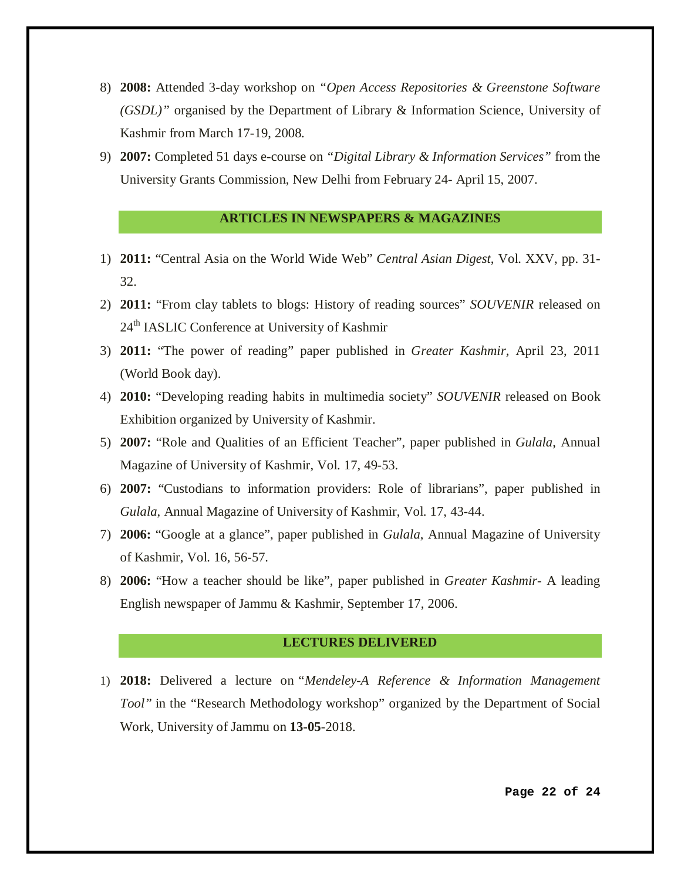8) **2008:** Attended 3-day workshop on *"Open Access Repositories & Greenstone Software (GSDL)"* organised by the Department of Library & Information Science, University of Kashmir from March 17-19, 2008.
9) **2007:** Completed 51 days e-course on *"Digital Library & Information Services"* from the University Grants Commission, New Delhi from February 24- April 15, 2007.

## ARTICLES IN NEWSPAPERS & MAGAZINES

1) **2011:** "Central Asia on the World Wide Web" *Central Asian Digest*, Vol. XXV, pp. 31-32.
2) **2011:** "From clay tablets to blogs: History of reading sources" *SOUVENIR* released on 24th IASLIC Conference at University of Kashmir
3) **2011:** "The power of reading" paper published in *Greater Kashmir,* April 23, 2011 (World Book day).
4) **2010:** "Developing reading habits in multimedia society" *SOUVENIR* released on Book Exhibition organized by University of Kashmir.
5) **2007:** "Role and Qualities of an Efficient Teacher", paper published in *Gulala*, Annual Magazine of University of Kashmir, Vol. 17, 49-53.
6) **2007:** "Custodians to information providers: Role of librarians", paper published in *Gulala*, Annual Magazine of University of Kashmir, Vol. 17, 43-44.
7) **2006:** "Google at a glance", paper published in *Gulala*, Annual Magazine of University of Kashmir, Vol. 16, 56-57.
8) **2006:** "How a teacher should be like", paper published in *Greater Kashmir*- A leading English newspaper of Jammu & Kashmir, September 17, 2006.

## LECTURES DELIVERED

1) **2018:** Delivered a lecture on "*Mendeley-A Reference & Information Management Tool"* in the "Research Methodology workshop" organized by the Department of Social Work, University of Jammu on **13-05**-2018.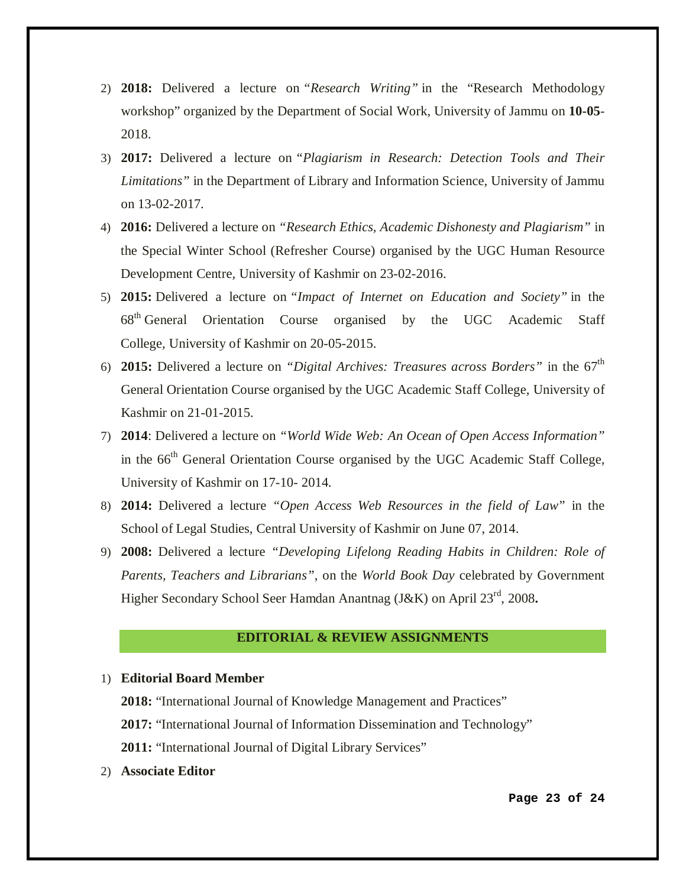2) **2018:** Delivered a lecture on "*Research Writing"* in the "Research Methodology workshop" organized by the Department of Social Work, University of Jammu on **10-05**-2018.
3) **2017:** Delivered a lecture on "*Plagiarism in Research: Detection Tools and Their Limitations"* in the Department of Library and Information Science, University of Jammu on 13-02-2017.
4) **2016:** Delivered a lecture on *"Research Ethics, Academic Dishonesty and Plagiarism"* in the Special Winter School (Refresher Course) organised by the UGC Human Resource Development Centre, University of Kashmir on 23-02-2016.
5) **2015:** Delivered a lecture on "*Impact of Internet on Education and Society"* in the 68th General Orientation Course organised by the UGC Academic Staff College, University of Kashmir on 20-05-2015.
6) **2015:** Delivered a lecture on *"Digital Archives: Treasures across Borders"* in the 67th General Orientation Course organised by the UGC Academic Staff College, University of Kashmir on 21-01-2015.
7) **2014**: Delivered a lecture on *"World Wide Web: An Ocean of Open Access Information"* in the 66th General Orientation Course organised by the UGC Academic Staff College, University of Kashmir on 17-10- 2014.
8) **2014:** Delivered a lecture *"Open Access Web Resources in the field of Law*" in the School of Legal Studies, Central University of Kashmir on June 07, 2014.
9) **2008:** Delivered a lecture *"Developing Lifelong Reading Habits in Children: Role of Parents, Teachers and Librarians"*, on the *World Book Day* celebrated by Government Higher Secondary School Seer Hamdan Anantnag (J&K) on April 23rd, 2008**.**

## EDITORIAL & REVIEW ASSIGNMENTS

1) **Editorial Board Member**

   **2018:** "International Journal of Knowledge Management and Practices"

   **2017:** "International Journal of Information Dissemination and Technology"

   **2011:** "International Journal of Digital Library Services"

2) **Associate Editor**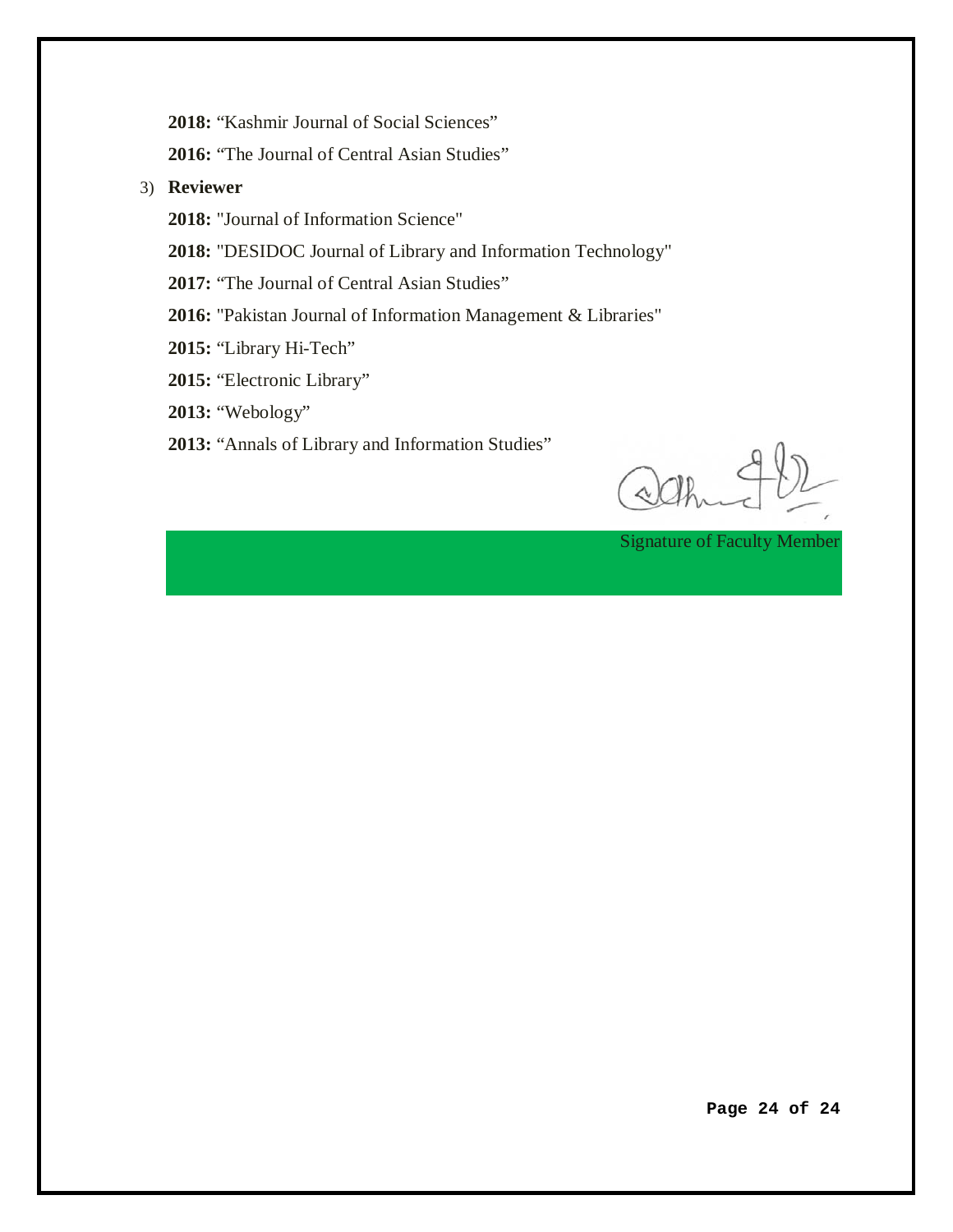**2018:** "Kashmir Journal of Social Sciences"

**2016:** "The Journal of Central Asian Studies"

3) **Reviewer**

**2018:** "Journal of Information Science"

**2018:** "DESIDOC Journal of Library and Information Technology"

**2017:** "The Journal of Central Asian Studies"

**2016:** "Pakistan Journal of Information Management & Libraries"

**2015:** "Library Hi-Tech"

**2015:** "Electronic Library"

**2013:** "Webology"

**2013:** "Annals of Library and Information Studies"

Signature of Faculty Member